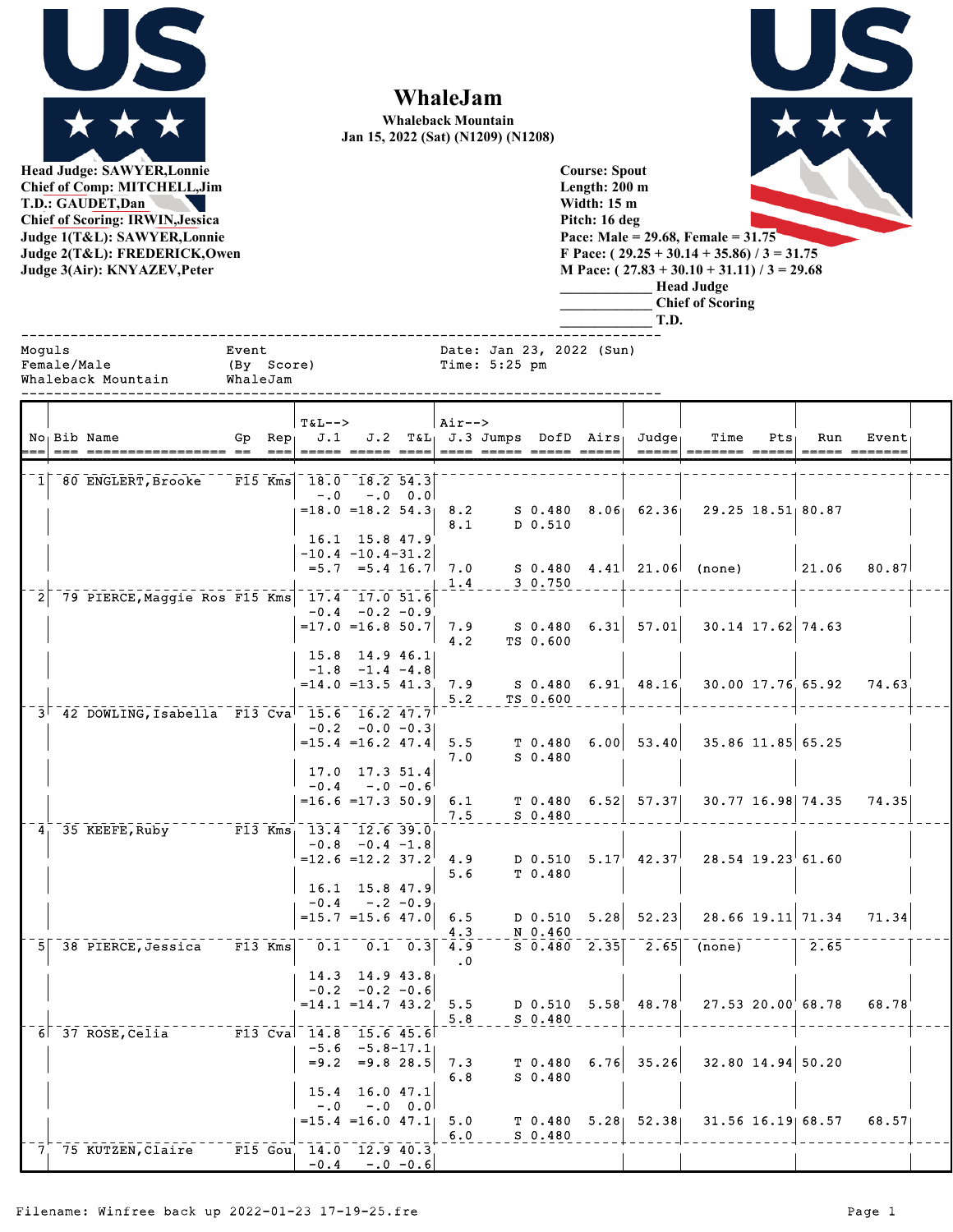# WhaleJam

**Whaleback Mountain**
**Jan 15, 2022 (Sat) (N1209) (N1208)**

**Head Judge: SAWYER,Lonnie**
**Chief of Comp: MITCHELL,Jim**
**T.D.: GAUDET,Dan**
**Chief of Scoring: IRWIN,Jessica**
**Judge 1(T&L): SAWYER,Lonnie**
**Judge 2(T&L): FREDERICK,Owen**
**Judge 3(Air): KNYAZEV,Peter**

**Course: Spout**
**Length: 200 m**
**Width: 15 m**
**Pitch: 16 deg**
**Pace: Male = 29.68, Female = 31.75**
**F Pace: ( 29.25 + 30.14 + 35.86) / 3 = 31.75**
**M Pace: ( 27.83 + 30.10 + 31.11) / 3 = 29.68**

____________ **Head Judge**
____________ **Chief of Scoring**
____________ **T.D.**

```
Moguls                 Event               Date: Jan 23, 2022 (Sun)
Female/Male            (By  Score)         Time: 5:25 pm
Whaleback Mountain     WhaleJam
```

| No | Bib | Name | Gp | Rep | T&L--> J.1 | J.2 | T&L | Air--> J.3 | Jumps | DofD | Airs | Judge | Time | Pts | Run | Event |
|---|---|---|---|---|---|---|---|---|---|---|---|---|---|---|---|---|
| 1 | 80 | ENGLERT,Brooke | F15 | Kms | 18.0 | 18.2 | 54.3 | | | | | | | | | |
| | | | | | -.0 | -.0 | 0.0 | | | | | | | | | |
| | | | | | =18.0 | =18.2 | 54.3 | 8.2 | S | 0.480 | 8.06 | 62.36 | 29.25 | 18.51 | 80.87 | |
| | | | | | | | | 8.1 | D | 0.510 | | | | | | |
| | | | | | 16.1 | 15.8 | 47.9 | | | | | | | | | |
| | | | | | -10.4 | -10.4 | -31.2 | | | | | | | | | |
| | | | | | =5.7 | =5.4 | 16.7 | 7.0 | S | 0.480 | 4.41 | 21.06 | (none) | | 21.06 | 80.87 |
| | | | | | | | | 1.4 | 3 | 0.750 | | | | | | |
| 2 | 79 | PIERCE,Maggie Ros | F15 | Kms | 17.4 | 17.0 | 51.6 | | | | | | | | | |
| | | | | | -0.4 | -0.2 | -0.9 | | | | | | | | | |
| | | | | | =17.0 | =16.8 | 50.7 | 7.9 | S | 0.480 | 6.31 | 57.01 | 30.14 | 17.62 | 74.63 | |
| | | | | | | | | 4.2 | TS | 0.600 | | | | | | |
| | | | | | 15.8 | 14.9 | 46.1 | | | | | | | | | |
| | | | | | -1.8 | -1.4 | -4.8 | | | | | | | | | |
| | | | | | =14.0 | =13.5 | 41.3 | 7.9 | S | 0.480 | 6.91 | 48.16 | 30.00 | 17.76 | 65.92 | 74.63 |
| | | | | | | | | 5.2 | TS | 0.600 | | | | | | |
| 3 | 42 | DOWLING,Isabella | F13 | Cva | 15.6 | 16.2 | 47.7 | | | | | | | | | |
| | | | | | -0.2 | -0.0 | -0.3 | | | | | | | | | |
| | | | | | =15.4 | =16.2 | 47.4 | 5.5 | T | 0.480 | 6.00 | 53.40 | 35.86 | 11.85 | 65.25 | |
| | | | | | | | | 7.0 | S | 0.480 | | | | | | |
| | | | | | 17.0 | 17.3 | 51.4 | | | | | | | | | |
| | | | | | -0.4 | -.0 | -0.6 | | | | | | | | | |
| | | | | | =16.6 | =17.3 | 50.9 | 6.1 | T | 0.480 | 6.52 | 57.37 | 30.77 | 16.98 | 74.35 | 74.35 |
| | | | | | | | | 7.5 | S | 0.480 | | | | | | |
| 4 | 35 | KEEFE,Ruby | F13 | Kms | 13.4 | 12.6 | 39.0 | | | | | | | | | |
| | | | | | -0.8 | -0.4 | -1.8 | | | | | | | | | |
| | | | | | =12.6 | =12.2 | 37.2 | 4.9 | D | 0.510 | 5.17 | 42.37 | 28.54 | 19.23 | 61.60 | |
| | | | | | | | | 5.6 | T | 0.480 | | | | | | |
| | | | | | 16.1 | 15.8 | 47.9 | | | | | | | | | |
| | | | | | -0.4 | -.2 | -0.9 | | | | | | | | | |
| | | | | | =15.7 | =15.6 | 47.0 | 6.5 | D | 0.510 | 5.28 | 52.23 | 28.66 | 19.11 | 71.34 | 71.34 |
| | | | | | | | | 4.3 | N | 0.460 | | | | | | |
| 5 | 38 | PIERCE,Jessica | F13 | Kms | 0.1 | 0.1 | 0.3 | 4.9 | S | 0.480 | 2.35 | 2.65 | (none) | | 2.65 | |
| | | | | | | | | .0 | | | | | | | | |
| | | | | | 14.3 | 14.9 | 43.8 | | | | | | | | | |
| | | | | | -0.2 | -0.2 | -0.6 | | | | | | | | | |
| | | | | | =14.1 | =14.7 | 43.2 | 5.5 | D | 0.510 | 5.58 | 48.78 | 27.53 | 20.00 | 68.78 | 68.78 |
| | | | | | | | | 5.8 | S | 0.480 | | | | | | |
| 6 | 37 | ROSE,Celia | F13 | Cva | 14.8 | 15.6 | 45.6 | | | | | | | | | |
| | | | | | -5.6 | -5.8 | -17.1 | | | | | | | | | |
| | | | | | =9.2 | =9.8 | 28.5 | 7.3 | T | 0.480 | 6.76 | 35.26 | 32.80 | 14.94 | 50.20 | |
| | | | | | | | | 6.8 | S | 0.480 | | | | | | |
| | | | | | 15.4 | 16.0 | 47.1 | | | | | | | | | |
| | | | | | -.0 | -.0 | 0.0 | | | | | | | | | |
| | | | | | =15.4 | =16.0 | 47.1 | 5.0 | T | 0.480 | 5.28 | 52.38 | 31.56 | 16.19 | 68.57 | 68.57 |
| | | | | | | | | 6.0 | S | 0.480 | | | | | | |
| 7 | 75 | KUTZEN,Claire | F15 | Gou | 14.0 | 12.9 | 40.3 | | | | | | | | | |
| | | | | | -0.4 | -.0 | -0.6 | | | | | | | | | |

Filename: Winfree back up 2022-01-23 17-19-25.fre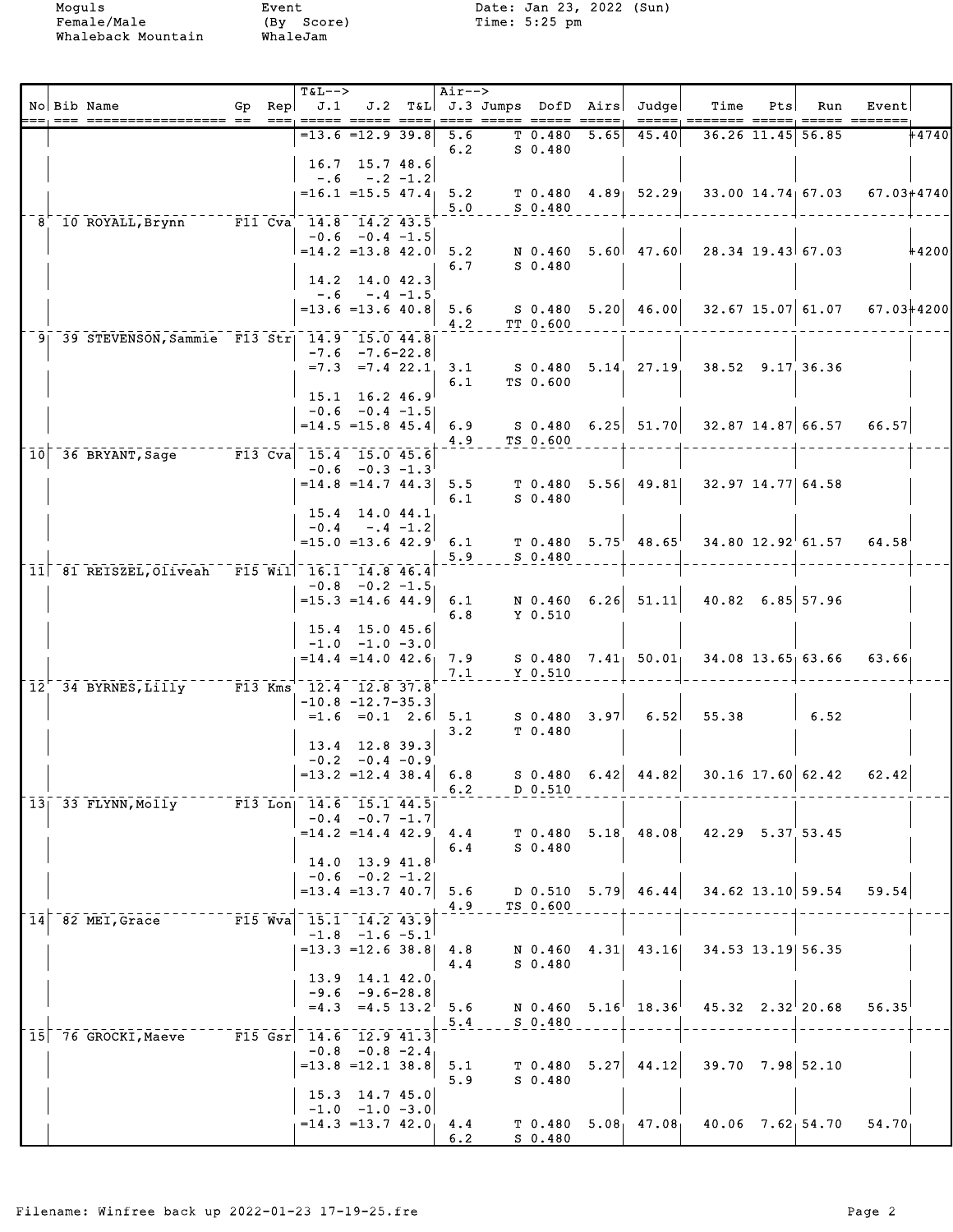Moguls
Female/Male
Whaleback Mountain

Event
(By Score)
WhaleJam

Date: Jan 23, 2022 (Sun)
Time: 5:25 pm

| No | Bib | Name | Gp | Rep | T&L--> J.1 | J.2 | T&L | Air--> J.3 | Jumps | DofD | Airs | Judge | Time | Pts | Run | Event | |
|---|---|---|---|---|---|---|---|---|---|---|---|---|---|---|---|---|---|
| | | | | | =13.6 | =12.9 | 39.8 | 5.6 | T | 0.480 | 5.65 | 45.40 | 36.26 | 11.45 | 56.85 | | +4740 |
| | | | | | | | | 6.2 | S | 0.480 | | | | | | | |
| | | | | | 16.7 | 15.7 | 48.6 | | | | | | | | | | |
| | | | | | -.6 | -.2 | -1.2 | | | | | | | | | | |
| | | | | | =16.1 | =15.5 | 47.4 | 5.2 | T | 0.480 | 4.89 | 52.29 | 33.00 | 14.74 | 67.03 | 67.03 | +4740 |
| | | | | | | | | 5.0 | S | 0.480 | | | | | | | |
| 8 | 10 | ROYALL,Brynn | F11 | Cva | 14.8 | 14.2 | 43.5 | | | | | | | | | | |
| | | | | | -0.6 | -0.4 | -1.5 | | | | | | | | | | |
| | | | | | =14.2 | =13.8 | 42.0 | 5.2 | N | 0.460 | 5.60 | 47.60 | 28.34 | 19.43 | 67.03 | | +4200 |
| | | | | | | | | 6.7 | S | 0.480 | | | | | | | |
| | | | | | 14.2 | 14.0 | 42.3 | | | | | | | | | | |
| | | | | | -.6 | -.4 | -1.5 | | | | | | | | | | |
| | | | | | =13.6 | =13.6 | 40.8 | 5.6 | S | 0.480 | 5.20 | 46.00 | 32.67 | 15.07 | 61.07 | 67.03 | +4200 |
| | | | | | | | | 4.2 | TT | 0.600 | | | | | | | |
| 9 | 39 | STEVENSON,Sammie | F13 | Str | 14.9 | 15.0 | 44.8 | | | | | | | | | | |
| | | | | | -7.6 | -7.6 | -22.8 | | | | | | | | | | |
| | | | | | =7.3 | =7.4 | 22.1 | 3.1 | S | 0.480 | 5.14 | 27.19 | 38.52 | 9.17 | 36.36 | | |
| | | | | | | | | 6.1 | TS | 0.600 | | | | | | | |
| | | | | | 15.1 | 16.2 | 46.9 | | | | | | | | | | |
| | | | | | -0.6 | -0.4 | -1.5 | | | | | | | | | | |
| | | | | | =14.5 | =15.8 | 45.4 | 6.9 | S | 0.480 | 6.25 | 51.70 | 32.87 | 14.87 | 66.57 | 66.57 | |
| | | | | | | | | 4.9 | TS | 0.600 | | | | | | | |
| 10 | 36 | BRYANT,Sage | F13 | Cva | 15.4 | 15.0 | 45.6 | | | | | | | | | | |
| | | | | | -0.6 | -0.3 | -1.3 | | | | | | | | | | |
| | | | | | =14.8 | =14.7 | 44.3 | 5.5 | T | 0.480 | 5.56 | 49.81 | 32.97 | 14.77 | 64.58 | | |
| | | | | | | | | 6.1 | S | 0.480 | | | | | | | |
| | | | | | 15.4 | 14.0 | 44.1 | | | | | | | | | | |
| | | | | | -0.4 | -.4 | -1.2 | | | | | | | | | | |
| | | | | | =15.0 | =13.6 | 42.9 | 6.1 | T | 0.480 | 5.75 | 48.65 | 34.80 | 12.92 | 61.57 | 64.58 | |
| | | | | | | | | 5.9 | S | 0.480 | | | | | | | |
| 11 | 81 | REISZEL,Oliveah | F15 | Wil | 16.1 | 14.8 | 46.4 | | | | | | | | | | |
| | | | | | -0.8 | -0.2 | -1.5 | | | | | | | | | | |
| | | | | | =15.3 | =14.6 | 44.9 | 6.1 | N | 0.460 | 6.26 | 51.11 | 40.82 | 6.85 | 57.96 | | |
| | | | | | | | | 6.8 | Y | 0.510 | | | | | | | |
| | | | | | 15.4 | 15.0 | 45.6 | | | | | | | | | | |
| | | | | | -1.0 | -1.0 | -3.0 | | | | | | | | | | |
| | | | | | =14.4 | =14.0 | 42.6 | 7.9 | S | 0.480 | 7.41 | 50.01 | 34.08 | 13.65 | 63.66 | 63.66 | |
| | | | | | | | | 7.1 | Y | 0.510 | | | | | | | |
| 12 | 34 | BYRNES,Lilly | F13 | Kms | 12.4 | 12.8 | 37.8 | | | | | | | | | | |
| | | | | | -10.8 | -12.7 | -35.3 | | | | | | | | | | |
| | | | | | =1.6 | =0.1 | 2.6 | 5.1 | S | 0.480 | 3.97 | 6.52 | 55.38 | | 6.52 | | |
| | | | | | | | | 3.2 | T | 0.480 | | | | | | | |
| | | | | | 13.4 | 12.8 | 39.3 | | | | | | | | | | |
| | | | | | -0.2 | -0.4 | -0.9 | | | | | | | | | | |
| | | | | | =13.2 | =12.4 | 38.4 | 6.8 | S | 0.480 | 6.42 | 44.82 | 30.16 | 17.60 | 62.42 | 62.42 | |
| | | | | | | | | 6.2 | D | 0.510 | | | | | | | |
| 13 | 33 | FLYNN,Molly | F13 | Lon | 14.6 | 15.1 | 44.5 | | | | | | | | | | |
| | | | | | -0.4 | -0.7 | -1.7 | | | | | | | | | | |
| | | | | | =14.2 | =14.4 | 42.9 | 4.4 | T | 0.480 | 5.18 | 48.08 | 42.29 | 5.37 | 53.45 | | |
| | | | | | | | | 6.4 | S | 0.480 | | | | | | | |
| | | | | | 14.0 | 13.9 | 41.8 | | | | | | | | | | |
| | | | | | -0.6 | -0.2 | -1.2 | | | | | | | | | | |
| | | | | | =13.4 | =13.7 | 40.7 | 5.6 | D | 0.510 | 5.79 | 46.44 | 34.62 | 13.10 | 59.54 | 59.54 | |
| | | | | | | | | 4.9 | TS | 0.600 | | | | | | | |
| 14 | 82 | MEI,Grace | F15 | Wva | 15.1 | 14.2 | 43.9 | | | | | | | | | | |
| | | | | | -1.8 | -1.6 | -5.1 | | | | | | | | | | |
| | | | | | =13.3 | =12.6 | 38.8 | 4.8 | N | 0.460 | 4.31 | 43.16 | 34.53 | 13.19 | 56.35 | | |
| | | | | | | | | 4.4 | S | 0.480 | | | | | | | |
| | | | | | 13.9 | 14.1 | 42.0 | | | | | | | | | | |
| | | | | | -9.6 | -9.6 | -28.8 | | | | | | | | | | |
| | | | | | =4.3 | =4.5 | 13.2 | 5.6 | N | 0.460 | 5.16 | 18.36 | 45.32 | 2.32 | 20.68 | 56.35 | |
| | | | | | | | | 5.4 | S | 0.480 | | | | | | | |
| 15 | 76 | GROCKI,Maeve | F15 | Gsr | 14.6 | 12.9 | 41.3 | | | | | | | | | | |
| | | | | | -0.8 | -0.8 | -2.4 | | | | | | | | | | |
| | | | | | =13.8 | =12.1 | 38.8 | 5.1 | T | 0.480 | 5.27 | 44.12 | 39.70 | 7.98 | 52.10 | | |
| | | | | | | | | 5.9 | S | 0.480 | | | | | | | |
| | | | | | 15.3 | 14.7 | 45.0 | | | | | | | | | | |
| | | | | | -1.0 | -1.0 | -3.0 | | | | | | | | | | |
| | | | | | =14.3 | =13.7 | 42.0 | 4.4 | T | 0.480 | 5.08 | 47.08 | 40.06 | 7.62 | 54.70 | 54.70 | |
| | | | | | | | | 6.2 | S | 0.480 | | | | | | | |

Filename: Winfree back up 2022-01-23 17-19-25.fre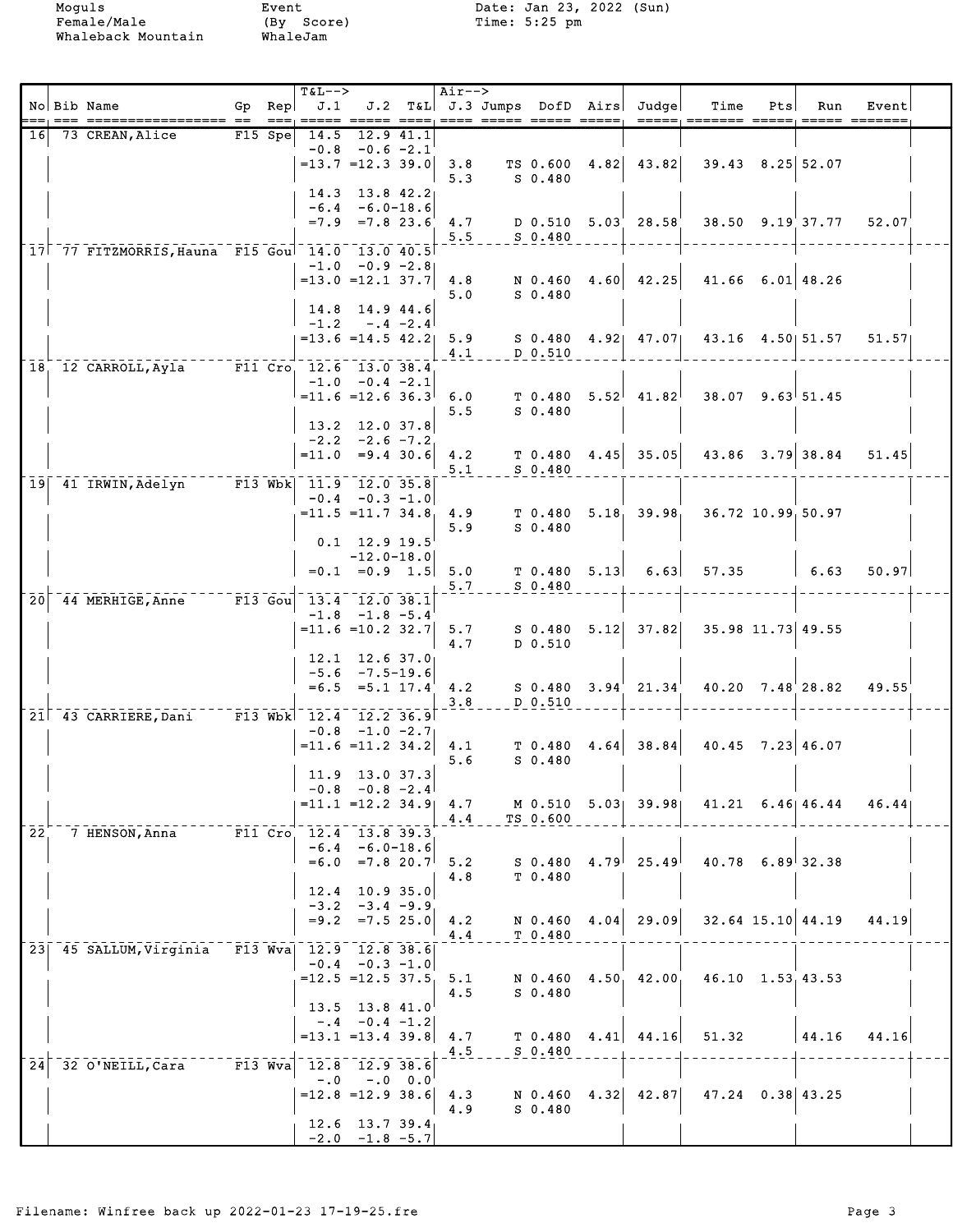Moguls
Female/Male
Whaleback Mountain

Event
(By Score)
WhaleJam

Date: Jan 23, 2022 (Sun)
Time: 5:25 pm

| No | Bib | Name | Gp | Rep | T&L--> J.1 | J.2 | T&L | Air--> J.3 | Jumps | DofD | Airs | Judge | Time | Pts | Run | Event |
|---|---|---|---|---|---|---|---|---|---|---|---|---|---|---|---|---|
| 16 | 73 | CREAN, Alice | F15 | Spe | 14.5 | 12.9 | 41.1 | | | | | | | | | |
| | | | | | -0.8 | -0.6 | -2.1 | | | | | | | | | |
| | | | | | =13.7 | =12.3 | 39.0 | 3.8 | TS | 0.600 | 4.82 | 43.82 | 39.43 | 8.25 | 52.07 | |
| | | | | | | | | 5.3 | S | 0.480 | | | | | | |
| | | | | | 14.3 | 13.8 | 42.2 | | | | | | | | | |
| | | | | | -6.4 | -6.0 | -18.6 | | | | | | | | | |
| | | | | | =7.9 | =7.8 | 23.6 | 4.7 | D | 0.510 | 5.03 | 28.58 | 38.50 | 9.19 | 37.77 | 52.07 |
| | | | | | | | | 5.5 | S | 0.480 | | | | | | |
| 17 | 77 | FITZMORRIS, Hauna | F15 | Gou | 14.0 | 13.0 | 40.5 | | | | | | | | | |
| | | | | | -1.0 | -0.9 | -2.8 | | | | | | | | | |
| | | | | | =13.0 | =12.1 | 37.7 | 4.8 | N | 0.460 | 4.60 | 42.25 | 41.66 | 6.01 | 48.26 | |
| | | | | | | | | 5.0 | S | 0.480 | | | | | | |
| | | | | | 14.8 | 14.9 | 44.6 | | | | | | | | | |
| | | | | | -1.2 | -.4 | -2.4 | | | | | | | | | |
| | | | | | =13.6 | =14.5 | 42.2 | 5.9 | S | 0.480 | 4.92 | 47.07 | 43.16 | 4.50 | 51.57 | 51.57 |
| | | | | | | | | 4.1 | D | 0.510 | | | | | | |
| 18 | 12 | CARROLL, Ayla | F11 | Cro | 12.6 | 13.0 | 38.4 | | | | | | | | | |
| | | | | | -1.0 | -0.4 | -2.1 | | | | | | | | | |
| | | | | | =11.6 | =12.6 | 36.3 | 6.0 | T | 0.480 | 5.52 | 41.82 | 38.07 | 9.63 | 51.45 | |
| | | | | | | | | 5.5 | S | 0.480 | | | | | | |
| | | | | | 13.2 | 12.0 | 37.8 | | | | | | | | | |
| | | | | | -2.2 | -2.6 | -7.2 | | | | | | | | | |
| | | | | | =11.0 | =9.4 | 30.6 | 4.2 | T | 0.480 | 4.45 | 35.05 | 43.86 | 3.79 | 38.84 | 51.45 |
| | | | | | | | | 5.1 | S | 0.480 | | | | | | |
| 19 | 41 | IRWIN, Adelyn | F13 | Wbk | 11.9 | 12.0 | 35.8 | | | | | | | | | |
| | | | | | -0.4 | -0.3 | -1.0 | | | | | | | | | |
| | | | | | =11.5 | =11.7 | 34.8 | 4.9 | T | 0.480 | 5.18 | 39.98 | 36.72 | 10.99 | 50.97 | |
| | | | | | | | | 5.9 | S | 0.480 | | | | | | |
| | | | | | 0.1 | 12.9 | 19.5 | | | | | | | | | |
| | | | | | | -12.0 | -18.0 | | | | | | | | | |
| | | | | | =0.1 | =0.9 | 1.5 | 5.0 | T | 0.480 | 5.13 | 6.63 | 57.35 | | 6.63 | 50.97 |
| | | | | | | | | 5.7 | S | 0.480 | | | | | | |
| 20 | 44 | MERHIGE, Anne | F13 | Gou | 13.4 | 12.0 | 38.1 | | | | | | | | | |
| | | | | | -1.8 | -1.8 | -5.4 | | | | | | | | | |
| | | | | | =11.6 | =10.2 | 32.7 | 5.7 | S | 0.480 | 5.12 | 37.82 | 35.98 | 11.73 | 49.55 | |
| | | | | | | | | 4.7 | D | 0.510 | | | | | | |
| | | | | | 12.1 | 12.6 | 37.0 | | | | | | | | | |
| | | | | | -5.6 | -7.5 | -19.6 | | | | | | | | | |
| | | | | | =6.5 | =5.1 | 17.4 | 4.2 | S | 0.480 | 3.94 | 21.34 | 40.20 | 7.48 | 28.82 | 49.55 |
| | | | | | | | | 3.8 | D | 0.510 | | | | | | |
| 21 | 43 | CARRIERE, Dani | F13 | Wbk | 12.4 | 12.2 | 36.9 | | | | | | | | | |
| | | | | | -0.8 | -1.0 | -2.7 | | | | | | | | | |
| | | | | | =11.6 | =11.2 | 34.2 | 4.1 | T | 0.480 | 4.64 | 38.84 | 40.45 | 7.23 | 46.07 | |
| | | | | | | | | 5.6 | S | 0.480 | | | | | | |
| | | | | | 11.9 | 13.0 | 37.3 | | | | | | | | | |
| | | | | | -0.8 | -0.8 | -2.4 | | | | | | | | | |
| | | | | | =11.1 | =12.2 | 34.9 | 4.7 | M | 0.510 | 5.03 | 39.98 | 41.21 | 6.46 | 46.44 | 46.44 |
| | | | | | | | | 4.4 | TS | 0.600 | | | | | | |
| 22 | 7 | HENSON, Anna | F11 | Cro | 12.4 | 13.8 | 39.3 | | | | | | | | | |
| | | | | | -6.4 | -6.0 | -18.6 | | | | | | | | | |
| | | | | | =6.0 | =7.8 | 20.7 | 5.2 | S | 0.480 | 4.79 | 25.49 | 40.78 | 6.89 | 32.38 | |
| | | | | | | | | 4.8 | T | 0.480 | | | | | | |
| | | | | | 12.4 | 10.9 | 35.0 | | | | | | | | | |
| | | | | | -3.2 | -3.4 | -9.9 | | | | | | | | | |
| | | | | | =9.2 | =7.5 | 25.0 | 4.2 | N | 0.460 | 4.04 | 29.09 | 32.64 | 15.10 | 44.19 | 44.19 |
| | | | | | | | | 4.4 | T | 0.480 | | | | | | |
| 23 | 45 | SALLUM, Virginia | F13 | Wva | 12.9 | 12.8 | 38.6 | | | | | | | | | |
| | | | | | -0.4 | -0.3 | -1.0 | | | | | | | | | |
| | | | | | =12.5 | =12.5 | 37.5 | 5.1 | N | 0.460 | 4.50 | 42.00 | 46.10 | 1.53 | 43.53 | |
| | | | | | | | | 4.5 | S | 0.480 | | | | | | |
| | | | | | 13.5 | 13.8 | 41.0 | | | | | | | | | |
| | | | | | -.4 | -0.4 | -1.2 | | | | | | | | | |
| | | | | | =13.1 | =13.4 | 39.8 | 4.7 | T | 0.480 | 4.41 | 44.16 | 51.32 | | 44.16 | 44.16 |
| | | | | | | | | 4.5 | S | 0.480 | | | | | | |
| 24 | 32 | O'NEILL, Cara | F13 | Wva | 12.8 | 12.9 | 38.6 | | | | | | | | | |
| | | | | | -.0 | -.0 | 0.0 | | | | | | | | | |
| | | | | | =12.8 | =12.9 | 38.6 | 4.3 | N | 0.460 | 4.32 | 42.87 | 47.24 | 0.38 | 43.25 | |
| | | | | | | | | 4.9 | S | 0.480 | | | | | | |
| | | | | | 12.6 | 13.7 | 39.4 | | | | | | | | | |
| | | | | | -2.0 | -1.8 | -5.7 | | | | | | | | | |

Filename: Winfree back up 2022-01-23 17-19-25.fre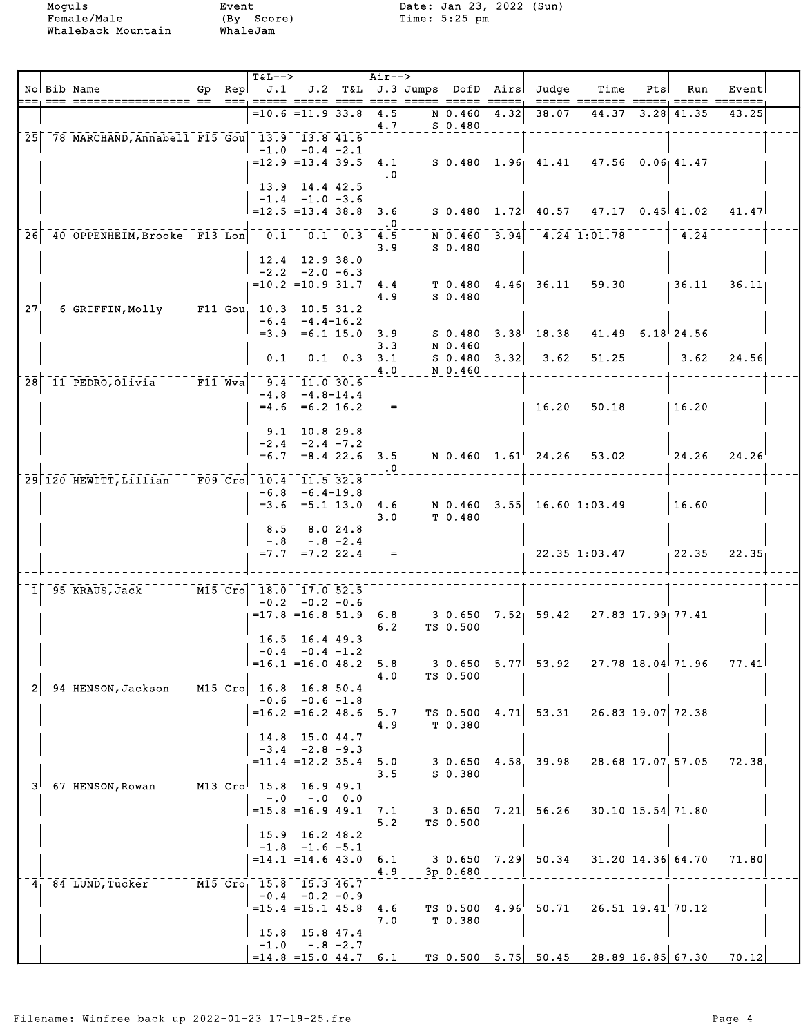Moguls
Female/Male
Whaleback Mountain

Event
(By Score)
WhaleJam

Date: Jan 23, 2022 (Sun)
Time: 5:25 pm

| No | Bib | Name | Gp | Rep | T&L--> J.1 | J.2 | T&L | Air--> J.3 | Jumps | DofD | Airs | Judge | Time | Pts | Run | Event |
|---|---|---|---|---|---|---|---|---|---|---|---|---|---|---|---|---|
| | | | | | =10.6 | =11.9 | 33.8 | 4.5 | N | 0.460 | 4.32 | 38.07 | 44.37 | 3.28 | 41.35 | 43.25 |
| | | | | | | | | 4.7 | S | 0.480 | | | | | | |
| 25 | 78 | MARCHAND,Annabell | F15 | Gou | 13.9 | 13.8 | 41.6 | | | | | | | | | |
| | | | | | -1.0 | -0.4 | -2.1 | | | | | | | | | |
| | | | | | =12.9 | =13.4 | 39.5 | 4.1 | S | 0.480 | 1.96 | 41.41 | 47.56 | 0.06 | 41.47 | |
| | | | | | | | | .0 | | | | | | | | |
| | | | | | 13.9 | 14.4 | 42.5 | | | | | | | | | |
| | | | | | -1.4 | -1.0 | -3.6 | | | | | | | | | |
| | | | | | =12.5 | =13.4 | 38.8 | 3.6 | S | 0.480 | 1.72 | 40.57 | 47.17 | 0.45 | 41.02 | 41.47 |
| | | | | | | | | .0 | | | | | | | | |
| 26 | 40 | OPPENHEIM,Brooke | F13 | Lon | 0.1 | 0.1 | 0.3 | 4.5 | N | 0.460 | 3.94 | 4.24 | 1:01.78 | | 4.24 | |
| | | | | | | | | 3.9 | S | 0.480 | | | | | | |
| | | | | | 12.4 | 12.9 | 38.0 | | | | | | | | | |
| | | | | | -2.2 | -2.0 | -6.3 | | | | | | | | | |
| | | | | | =10.2 | =10.9 | 31.7 | 4.4 | T | 0.480 | 4.46 | 36.11 | 59.30 | | 36.11 | 36.11 |
| | | | | | | | | 4.9 | S | 0.480 | | | | | | |
| 27 | 6 | GRIFFIN,Molly | F11 | Gou | 10.3 | 10.5 | 31.2 | | | | | | | | | |
| | | | | | -6.4 | -4.4 | -16.2 | | | | | | | | | |
| | | | | | =3.9 | =6.1 | 15.0 | 3.9 | S | 0.480 | 3.38 | 18.38 | 41.49 | 6.18 | 24.56 | |
| | | | | | | | | 3.3 | N | 0.460 | | | | | | |
| | | | | | 0.1 | 0.1 | 0.3 | 3.1 | S | 0.480 | 3.32 | 3.62 | 51.25 | | 3.62 | 24.56 |
| | | | | | | | | 4.0 | N | 0.460 | | | | | | |
| 28 | 11 | PEDRO,Olivia | F11 | Wva | 9.4 | 11.0 | 30.6 | | | | | | | | | |
| | | | | | -4.8 | -4.8 | -14.4 | | | | | | | | | |
| | | | | | =4.6 | =6.2 | 16.2 | = | | | | 16.20 | 50.18 | | 16.20 | |
| | | | | | 9.1 | 10.8 | 29.8 | | | | | | | | | |
| | | | | | -2.4 | -2.4 | -7.2 | | | | | | | | | |
| | | | | | =6.7 | =8.4 | 22.6 | 3.5 | N | 0.460 | 1.61 | 24.26 | 53.02 | | 24.26 | 24.26 |
| | | | | | | | | .0 | | | | | | | | |
| 29 | 120 | HEWITT,Lillian | F09 | Cro | 10.4 | 11.5 | 32.8 | | | | | | | | | |
| | | | | | -6.8 | -6.4 | -19.8 | | | | | | | | | |
| | | | | | =3.6 | =5.1 | 13.0 | 4.6 | N | 0.460 | 3.55 | 16.60 | 1:03.49 | | 16.60 | |
| | | | | | | | | 3.0 | T | 0.480 | | | | | | |
| | | | | | 8.5 | 8.0 | 24.8 | | | | | | | | | |
| | | | | | -.8 | -.8 | -2.4 | | | | | | | | | |
| | | | | | =7.7 | =7.2 | 22.4 | = | | | | 22.35 | 1:03.47 | | 22.35 | 22.35 |
| 1 | 95 | KRAUS,Jack | M15 | Cro | 18.0 | 17.0 | 52.5 | | | | | | | | | |
| | | | | | -0.2 | -0.2 | -0.6 | | | | | | | | | |
| | | | | | =17.8 | =16.8 | 51.9 | 6.8 | 3 | 0.650 | 7.52 | 59.42 | 27.83 | 17.99 | 77.41 | |
| | | | | | | | | 6.2 | TS | 0.500 | | | | | | |
| | | | | | 16.5 | 16.4 | 49.3 | | | | | | | | | |
| | | | | | -0.4 | -0.4 | -1.2 | | | | | | | | | |
| | | | | | =16.1 | =16.0 | 48.2 | 5.8 | 3 | 0.650 | 5.77 | 53.92 | 27.78 | 18.04 | 71.96 | 77.41 |
| | | | | | | | | 4.0 | TS | 0.500 | | | | | | |
| 2 | 94 | HENSON,Jackson | M15 | Cro | 16.8 | 16.8 | 50.4 | | | | | | | | | |
| | | | | | -0.6 | -0.6 | -1.8 | | | | | | | | | |
| | | | | | =16.2 | =16.2 | 48.6 | 5.7 | TS | 0.500 | 4.71 | 53.31 | 26.83 | 19.07 | 72.38 | |
| | | | | | | | | 4.9 | T | 0.380 | | | | | | |
| | | | | | 14.8 | 15.0 | 44.7 | | | | | | | | | |
| | | | | | -3.4 | -2.8 | -9.3 | | | | | | | | | |
| | | | | | =11.4 | =12.2 | 35.4 | 5.0 | 3 | 0.650 | 4.58 | 39.98 | 28.68 | 17.07 | 57.05 | 72.38 |
| | | | | | | | | 3.5 | S | 0.380 | | | | | | |
| 3 | 67 | HENSON,Rowan | M13 | Cro | 15.8 | 16.9 | 49.1 | | | | | | | | | |
| | | | | | -.0 | -.0 | 0.0 | | | | | | | | | |
| | | | | | =15.8 | =16.9 | 49.1 | 7.1 | 3 | 0.650 | 7.21 | 56.26 | 30.10 | 15.54 | 71.80 | |
| | | | | | | | | 5.2 | TS | 0.500 | | | | | | |
| | | | | | 15.9 | 16.2 | 48.2 | | | | | | | | | |
| | | | | | -1.8 | -1.6 | -5.1 | | | | | | | | | |
| | | | | | =14.1 | =14.6 | 43.0 | 6.1 | 3 | 0.650 | 7.29 | 50.34 | 31.20 | 14.36 | 64.70 | 71.80 |
| | | | | | | | | 4.9 | 3p | 0.680 | | | | | | |
| 4 | 84 | LUND,Tucker | M15 | Cro | 15.8 | 15.3 | 46.7 | | | | | | | | | |
| | | | | | -0.4 | -0.2 | -0.9 | | | | | | | | | |
| | | | | | =15.4 | =15.1 | 45.8 | 4.6 | TS | 0.500 | 4.96 | 50.71 | 26.51 | 19.41 | 70.12 | |
| | | | | | | | | 7.0 | T | 0.380 | | | | | | |
| | | | | | 15.8 | 15.8 | 47.4 | | | | | | | | | |
| | | | | | -1.0 | -.8 | -2.7 | | | | | | | | | |
| | | | | | =14.8 | =15.0 | 44.7 | 6.1 | TS | 0.500 | 5.75 | 50.45 | 28.89 | 16.85 | 67.30 | 70.12 |

Filename: Winfree back up 2022-01-23 17-19-25.fre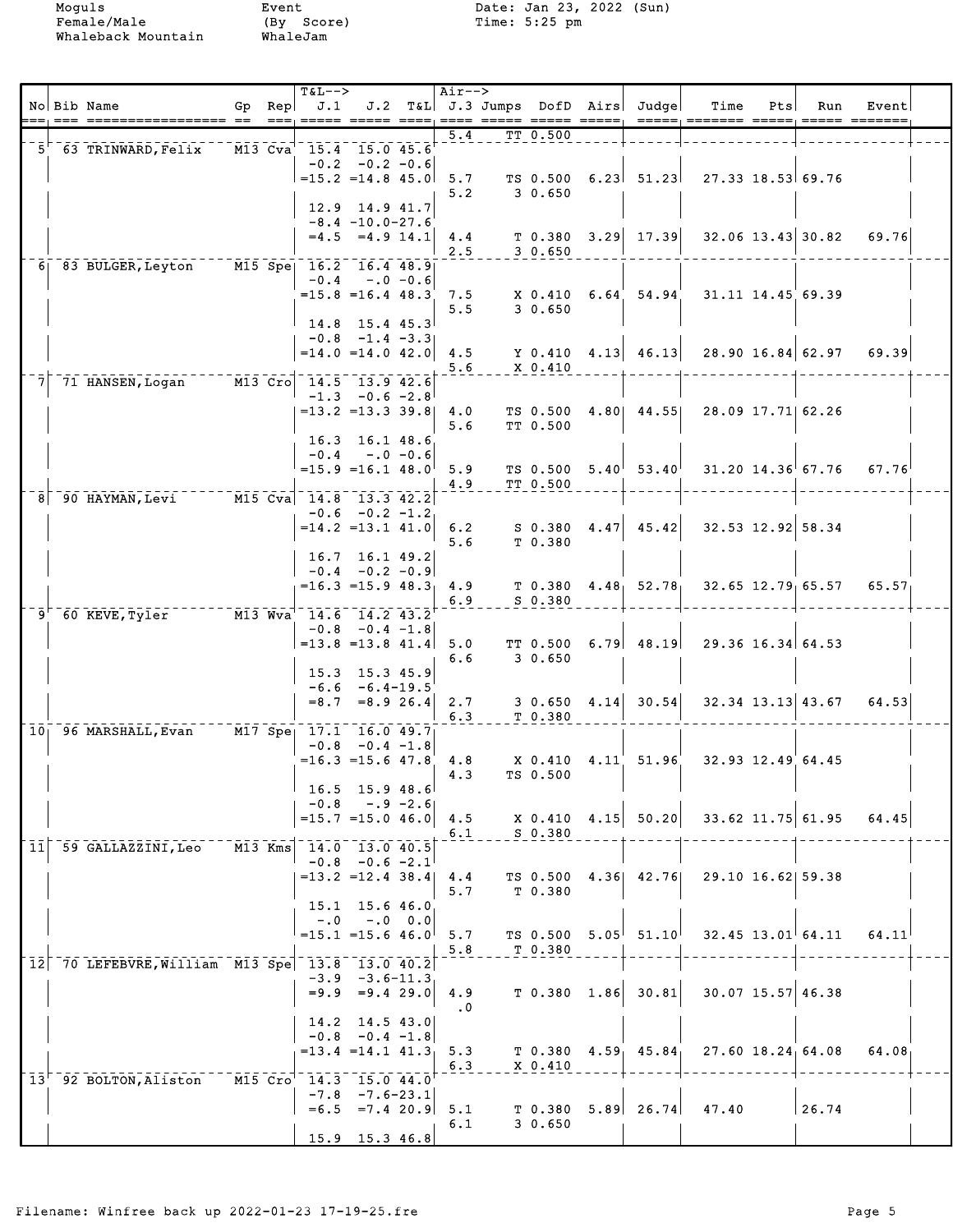Moguls
Female/Male
Whaleback Mountain

Event
(By Score)
WhaleJam

Date: Jan 23, 2022 (Sun)
Time: 5:25 pm

| No | Bib | Name | Gp | Rep | T&L--> J.1 | J.2 | T&L | Air--> J.3 | Jumps | DofD | Airs | Judge | Time | Pts | Run | Event |
|---|---|---|---|---|---|---|---|---|---|---|---|---|---|---|---|---|
| | | | | | | | | 5.4 | TT | 0.500 | | | | | | |
| 5 | 63 | TRINWARD, Felix | M13 | Cva | 15.4 | 15.0 | 45.6 | | | | | | | | | |
| | | | | | -0.2 | -0.2 | -0.6 | | | | | | | | | |
| | | | | | =15.2 | =14.8 | 45.0 | 5.7 | TS | 0.500 | 6.23 | 51.23 | 27.33 | 18.53 | 69.76 | |
| | | | | | | | | 5.2 | 3 | 0.650 | | | | | | |
| | | | | | 12.9 | 14.9 | 41.7 | | | | | | | | | |
| | | | | | -8.4 | -10.0 | -27.6 | | | | | | | | | |
| | | | | | =4.5 | =4.9 | 14.1 | 4.4 | T | 0.380 | 3.29 | 17.39 | 32.06 | 13.43 | 30.82 | 69.76 |
| | | | | | | | | 2.5 | 3 | 0.650 | | | | | | |
| 6 | 83 | BULGER, Leyton | M15 | Spe | 16.2 | 16.4 | 48.9 | | | | | | | | | |
| | | | | | -0.4 | -.0 | -0.6 | | | | | | | | | |
| | | | | | =15.8 | =16.4 | 48.3 | 7.5 | X | 0.410 | 6.64 | 54.94 | 31.11 | 14.45 | 69.39 | |
| | | | | | | | | 5.5 | 3 | 0.650 | | | | | | |
| | | | | | 14.8 | 15.4 | 45.3 | | | | | | | | | |
| | | | | | -0.8 | -1.4 | -3.3 | | | | | | | | | |
| | | | | | =14.0 | =14.0 | 42.0 | 4.5 | Y | 0.410 | 4.13 | 46.13 | 28.90 | 16.84 | 62.97 | 69.39 |
| | | | | | | | | 5.6 | X | 0.410 | | | | | | |
| 7 | 71 | HANSEN, Logan | M13 | Cro | 14.5 | 13.9 | 42.6 | | | | | | | | | |
| | | | | | -1.3 | -0.6 | -2.8 | | | | | | | | | |
| | | | | | =13.2 | =13.3 | 39.8 | 4.0 | TS | 0.500 | 4.80 | 44.55 | 28.09 | 17.71 | 62.26 | |
| | | | | | | | | 5.6 | TT | 0.500 | | | | | | |
| | | | | | 16.3 | 16.1 | 48.6 | | | | | | | | | |
| | | | | | -0.4 | -.0 | -0.6 | | | | | | | | | |
| | | | | | =15.9 | =16.1 | 48.0 | 5.9 | TS | 0.500 | 5.40 | 53.40 | 31.20 | 14.36 | 67.76 | 67.76 |
| | | | | | | | | 4.9 | TT | 0.500 | | | | | | |
| 8 | 90 | HAYMAN, Levi | M15 | Cva | 14.8 | 13.3 | 42.2 | | | | | | | | | |
| | | | | | -0.6 | -0.2 | -1.2 | | | | | | | | | |
| | | | | | =14.2 | =13.1 | 41.0 | 6.2 | S | 0.380 | 4.47 | 45.42 | 32.53 | 12.92 | 58.34 | |
| | | | | | | | | 5.6 | T | 0.380 | | | | | | |
| | | | | | 16.7 | 16.1 | 49.2 | | | | | | | | | |
| | | | | | -0.4 | -0.2 | -0.9 | | | | | | | | | |
| | | | | | =16.3 | =15.9 | 48.3 | 4.9 | T | 0.380 | 4.48 | 52.78 | 32.65 | 12.79 | 65.57 | 65.57 |
| | | | | | | | | 6.9 | S | 0.380 | | | | | | |
| 9 | 60 | KEVE, Tyler | M13 | Wva | 14.6 | 14.2 | 43.2 | | | | | | | | | |
| | | | | | -0.8 | -0.4 | -1.8 | | | | | | | | | |
| | | | | | =13.8 | =13.8 | 41.4 | 5.0 | TT | 0.500 | 6.79 | 48.19 | 29.36 | 16.34 | 64.53 | |
| | | | | | | | | 6.6 | 3 | 0.650 | | | | | | |
| | | | | | 15.3 | 15.3 | 45.9 | | | | | | | | | |
| | | | | | -6.6 | -6.4 | -19.5 | | | | | | | | | |
| | | | | | =8.7 | =8.9 | 26.4 | 2.7 | 3 | 0.650 | 4.14 | 30.54 | 32.34 | 13.13 | 43.67 | 64.53 |
| | | | | | | | | 6.3 | T | 0.380 | | | | | | |
| 10 | 96 | MARSHALL, Evan | M17 | Spe | 17.1 | 16.0 | 49.7 | | | | | | | | | |
| | | | | | -0.8 | -0.4 | -1.8 | | | | | | | | | |
| | | | | | =16.3 | =15.6 | 47.8 | 4.8 | X | 0.410 | 4.11 | 51.96 | 32.93 | 12.49 | 64.45 | |
| | | | | | | | | 4.3 | TS | 0.500 | | | | | | |
| | | | | | 16.5 | 15.9 | 48.6 | | | | | | | | | |
| | | | | | -0.8 | -.9 | -2.6 | | | | | | | | | |
| | | | | | =15.7 | =15.0 | 46.0 | 4.5 | X | 0.410 | 4.15 | 50.20 | 33.62 | 11.75 | 61.95 | 64.45 |
| | | | | | | | | 6.1 | S | 0.380 | | | | | | |
| 11 | 59 | GALLAZZINI, Leo | M13 | Kms | 14.0 | 13.0 | 40.5 | | | | | | | | | |
| | | | | | -0.8 | -0.6 | -2.1 | | | | | | | | | |
| | | | | | =13.2 | =12.4 | 38.4 | 4.4 | TS | 0.500 | 4.36 | 42.76 | 29.10 | 16.62 | 59.38 | |
| | | | | | | | | 5.7 | T | 0.380 | | | | | | |
| | | | | | 15.1 | 15.6 | 46.0 | | | | | | | | | |
| | | | | | -.0 | -.0 | 0.0 | | | | | | | | | |
| | | | | | =15.1 | =15.6 | 46.0 | 5.7 | TS | 0.500 | 5.05 | 51.10 | 32.45 | 13.01 | 64.11 | 64.11 |
| | | | | | | | | 5.8 | T | 0.380 | | | | | | |
| 12 | 70 | LEFEBVRE, William | M13 | Spe | 13.8 | 13.0 | 40.2 | | | | | | | | | |
| | | | | | -3.9 | -3.6 | -11.3 | | | | | | | | | |
| | | | | | =9.9 | =9.4 | 29.0 | 4.9 | T | 0.380 | 1.86 | 30.81 | 30.07 | 15.57 | 46.38 | |
| | | | | | | | | .0 | | | | | | | | |
| | | | | | 14.2 | 14.5 | 43.0 | | | | | | | | | |
| | | | | | -0.8 | -0.4 | -1.8 | | | | | | | | | |
| | | | | | =13.4 | =14.1 | 41.3 | 5.3 | T | 0.380 | 4.59 | 45.84 | 27.60 | 18.24 | 64.08 | 64.08 |
| | | | | | | | | 6.3 | X | 0.410 | | | | | | |
| 13 | 92 | BOLTON, Aliston | M15 | Cro | 14.3 | 15.0 | 44.0 | | | | | | | | | |
| | | | | | -7.8 | -7.6 | -23.1 | | | | | | | | | |
| | | | | | =6.5 | =7.4 | 20.9 | 5.1 | T | 0.380 | 5.89 | 26.74 | 47.40 | | 26.74 | |
| | | | | | | | | 6.1 | 3 | 0.650 | | | | | | |
| | | | | | 15.9 | 15.3 | 46.8 | | | | | | | | | |

Filename: Winfree back up 2022-01-23 17-19-25.fre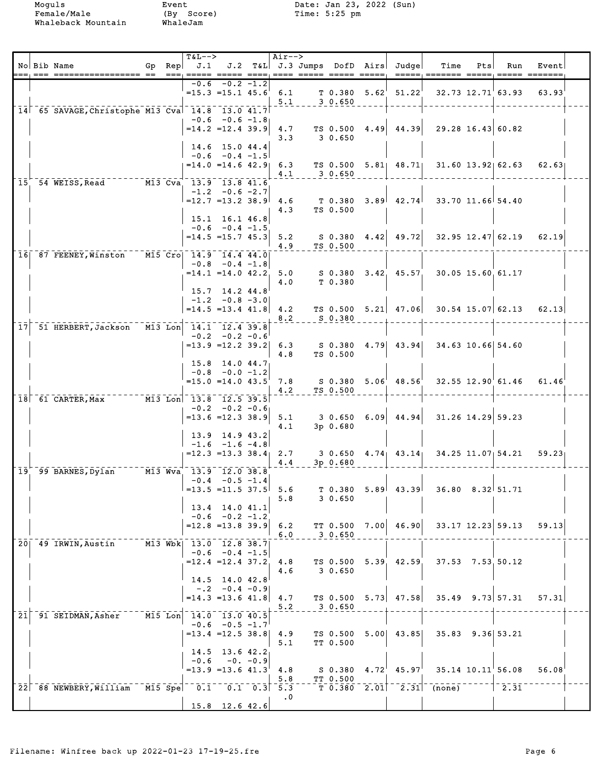Moguls | Event | Date: Jan 23, 2022 (Sun)
Female/Male | (By Score) | Time: 5:25 pm
Whaleback Mountain | WhaleJam |

| No | Bib | Name | Gp | Rep | T&L--> J.1 | J.2 | T&L | Air--> J.3 | Jumps | DofD | Airs | Judge | Time | Pts | Run | Event |
|---|---|---|---|---|---|---|---|---|---|---|---|---|---|---|---|---|
| | | | | | -0.6 | -0.2 | -1.2 | | | | | | | | | |
| | | | | | =15.3 | =15.1 | 45.6 | 6.1 | T | 0.380 | 5.62 | 51.22 | 32.73 | 12.71 | 63.93 | 63.93 |
| | | | | | | | | 5.1 | 3 | 0.650 | | | | | | |
| 14 | 65 | SAVAGE,Christophe | M13 | Cva | 14.8 | 13.0 | 41.7 | | | | | | | | | |
| | | | | | -0.6 | -0.6 | -1.8 | | | | | | | | | |
| | | | | | =14.2 | =12.4 | 39.9 | 4.7 | TS | 0.500 | 4.49 | 44.39 | 29.28 | 16.43 | 60.82 | |
| | | | | | | | | 3.3 | 3 | 0.650 | | | | | | |
| | | | | | 14.6 | 15.0 | 44.4 | | | | | | | | | |
| | | | | | -0.6 | -0.4 | -1.5 | | | | | | | | | |
| | | | | | =14.0 | =14.6 | 42.9 | 6.3 | TS | 0.500 | 5.81 | 48.71 | 31.60 | 13.92 | 62.63 | 62.63 |
| | | | | | | | | 4.1 | 3 | 0.650 | | | | | | |
| 15 | 54 | WEISS,Read | M13 | Cva | 13.9 | 13.8 | 41.6 | | | | | | | | | |
| | | | | | -1.2 | -0.6 | -2.7 | | | | | | | | | |
| | | | | | =12.7 | =13.2 | 38.9 | 4.6 | T | 0.380 | 3.89 | 42.74 | 33.70 | 11.66 | 54.40 | |
| | | | | | | | | 4.3 | TS | 0.500 | | | | | | |
| | | | | | 15.1 | 16.1 | 46.8 | | | | | | | | | |
| | | | | | -0.6 | -0.4 | -1.5 | | | | | | | | | |
| | | | | | =14.5 | =15.7 | 45.3 | 5.2 | S | 0.380 | 4.42 | 49.72 | 32.95 | 12.47 | 62.19 | 62.19 |
| | | | | | | | | 4.9 | TS | 0.500 | | | | | | |
| 16 | 87 | FEENEY,Winston | M15 | Cro | 14.9 | 14.4 | 44.0 | | | | | | | | | |
| | | | | | -0.8 | -0.4 | -1.8 | | | | | | | | | |
| | | | | | =14.1 | =14.0 | 42.2 | 5.0 | S | 0.380 | 3.42 | 45.57 | 30.05 | 15.60 | 61.17 | |
| | | | | | | | | 4.0 | T | 0.380 | | | | | | |
| | | | | | 15.7 | 14.2 | 44.8 | | | | | | | | | |
| | | | | | -1.2 | -0.8 | -3.0 | | | | | | | | | |
| | | | | | =14.5 | =13.4 | 41.8 | 4.2 | TS | 0.500 | 5.21 | 47.06 | 30.54 | 15.07 | 62.13 | 62.13 |
| | | | | | | | | 8.2 | S | 0.380 | | | | | | |
| 17 | 51 | HERBERT,Jackson | M13 | Lon | 14.1 | 12.4 | 39.8 | | | | | | | | | |
| | | | | | -0.2 | -0.2 | -0.6 | | | | | | | | | |
| | | | | | =13.9 | =12.2 | 39.2 | 6.3 | S | 0.380 | 4.79 | 43.94 | 34.63 | 10.66 | 54.60 | |
| | | | | | | | | 4.8 | TS | 0.500 | | | | | | |
| | | | | | 15.8 | 14.0 | 44.7 | | | | | | | | | |
| | | | | | -0.8 | -0.0 | -1.2 | | | | | | | | | |
| | | | | | =15.0 | =14.0 | 43.5 | 7.8 | S | 0.380 | 5.06 | 48.56 | 32.55 | 12.90 | 61.46 | 61.46 |
| | | | | | | | | 4.2 | TS | 0.500 | | | | | | |
| 18 | 61 | CARTER,Max | M13 | Lon | 13.8 | 12.5 | 39.5 | | | | | | | | | |
| | | | | | -0.2 | -0.2 | -0.6 | | | | | | | | | |
| | | | | | =13.6 | =12.3 | 38.9 | 5.1 | 3 | 0.650 | 6.09 | 44.94 | 31.26 | 14.29 | 59.23 | |
| | | | | | | | | 4.1 | 3p | 0.680 | | | | | | |
| | | | | | 13.9 | 14.9 | 43.2 | | | | | | | | | |
| | | | | | -1.6 | -1.6 | -4.8 | | | | | | | | | |
| | | | | | =12.3 | =13.3 | 38.4 | 2.7 | 3 | 0.650 | 4.74 | 43.14 | 34.25 | 11.07 | 54.21 | 59.23 |
| | | | | | | | | 4.4 | 3p | 0.680 | | | | | | |
| 19 | 99 | BARNES,Dylan | M13 | Wva | 13.9 | 12.0 | 38.8 | | | | | | | | | |
| | | | | | -0.4 | -0.5 | -1.4 | | | | | | | | | |
| | | | | | =13.5 | =11.5 | 37.5 | 5.6 | T | 0.380 | 5.89 | 43.39 | 36.80 | 8.32 | 51.71 | |
| | | | | | | | | 5.8 | 3 | 0.650 | | | | | | |
| | | | | | 13.4 | 14.0 | 41.1 | | | | | | | | | |
| | | | | | -0.6 | -0.2 | -1.2 | | | | | | | | | |
| | | | | | =12.8 | =13.8 | 39.9 | 6.2 | TT | 0.500 | 7.00 | 46.90 | 33.17 | 12.23 | 59.13 | 59.13 |
| | | | | | | | | 6.0 | 3 | 0.650 | | | | | | |
| 20 | 49 | IRWIN,Austin | M13 | Wbk | 13.0 | 12.8 | 38.7 | | | | | | | | | |
| | | | | | -0.6 | -0.4 | -1.5 | | | | | | | | | |
| | | | | | =12.4 | =12.4 | 37.2 | 4.8 | TS | 0.500 | 5.39 | 42.59 | 37.53 | 7.53 | 50.12 | |
| | | | | | | | | 4.6 | 3 | 0.650 | | | | | | |
| | | | | | 14.5 | 14.0 | 42.8 | | | | | | | | | |
| | | | | | -.2 | -0.4 | -0.9 | | | | | | | | | |
| | | | | | =14.3 | =13.6 | 41.8 | 4.7 | TS | 0.500 | 5.73 | 47.58 | 35.49 | 9.73 | 57.31 | 57.31 |
| | | | | | | | | 5.2 | 3 | 0.650 | | | | | | |
| 21 | 91 | SEIDMAN,Asher | M15 | Lon | 14.0 | 13.0 | 40.5 | | | | | | | | | |
| | | | | | -0.6 | -0.5 | -1.7 | | | | | | | | | |
| | | | | | =13.4 | =12.5 | 38.8 | 4.9 | TS | 0.500 | 5.00 | 43.85 | 35.83 | 9.36 | 53.21 | |
| | | | | | | | | 5.1 | TT | 0.500 | | | | | | |
| | | | | | 14.5 | 13.6 | 42.2 | | | | | | | | | |
| | | | | | -0.6 | -0. | -0.9 | | | | | | | | | |
| | | | | | =13.9 | =13.6 | 41.3 | 4.8 | S | 0.380 | 4.72 | 45.97 | 35.14 | 10.11 | 56.08 | 56.08 |
| | | | | | | | | 5.8 | TT | 0.500 | | | | | | |
| 22 | 88 | NEWBERY,William | M15 | Spe | 0.1 | 0.1 | 0.3 | 5.3 | T | 0.380 | 2.01 | 2.31 | (none) | | 2.31 | |
| | | | | | | | | .0 | | | | | | | | |
| | | | | | 15.8 | 12.6 | 42.6 | | | | | | | | | |

Filename: Winfree back up 2022-01-23 17-19-25.fre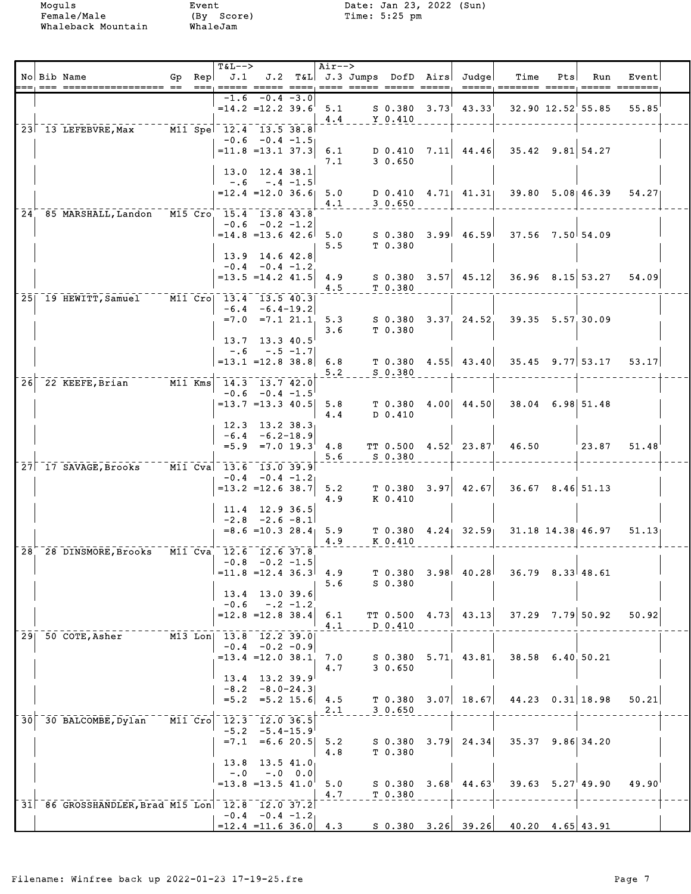Moguls
Female/Male
Whaleback Mountain

Event
(By Score)
WhaleJam

Date: Jan 23, 2022 (Sun)
Time: 5:25 pm

| No | Bib | Name | Gp | Rep | T&L--> J.1 | J.2 | T&L | Air--> J.3 | Jumps | DofD | Airs | Judge | Time | Pts | Run | Event |
|---|---|---|---|---|---|---|---|---|---|---|---|---|---|---|---|---|
| | | | | | -1.6 | -0.4 | -3.0 | | | | | | | | | |
| | | | | | =14.2 | =12.2 | 39.6 | 5.1 | S | 0.380 | 3.73 | 43.33 | 32.90 | 12.52 | 55.85 | 55.85 |
| | | | | | | | | 4.4 | Y | 0.410 | | | | | | |
| 23 | 13 | LEFEBVRE,Max | M11 | Spe | 12.4 | 13.5 | 38.8 | | | | | | | | | |
| | | | | | -0.6 | -0.4 | -1.5 | | | | | | | | | |
| | | | | | =11.8 | =13.1 | 37.3 | 6.1 | D | 0.410 | 7.11 | 44.46 | 35.42 | 9.81 | 54.27 | |
| | | | | | | | | 7.1 | 3 | 0.650 | | | | | | |
| | | | | | 13.0 | 12.4 | 38.1 | | | | | | | | | |
| | | | | | -.6 | -.4 | -1.5 | | | | | | | | | |
| | | | | | =12.4 | =12.0 | 36.6 | 5.0 | D | 0.410 | 4.71 | 41.31 | 39.80 | 5.08 | 46.39 | 54.27 |
| | | | | | | | | 4.1 | 3 | 0.650 | | | | | | |
| 24 | 85 | MARSHALL,Landon | M15 | Cro | 15.4 | 13.8 | 43.8 | | | | | | | | | |
| | | | | | -0.6 | -0.2 | -1.2 | | | | | | | | | |
| | | | | | =14.8 | =13.6 | 42.6 | 5.0 | S | 0.380 | 3.99 | 46.59 | 37.56 | 7.50 | 54.09 | |
| | | | | | | | | 5.5 | T | 0.380 | | | | | | |
| | | | | | 13.9 | 14.6 | 42.8 | | | | | | | | | |
| | | | | | -0.4 | -0.4 | -1.2 | | | | | | | | | |
| | | | | | =13.5 | =14.2 | 41.5 | 4.9 | S | 0.380 | 3.57 | 45.12 | 36.96 | 8.15 | 53.27 | 54.09 |
| | | | | | | | | 4.5 | T | 0.380 | | | | | | |
| 25 | 19 | HEWITT,Samuel | M11 | Cro | 13.4 | 13.5 | 40.3 | | | | | | | | | |
| | | | | | -6.4 | -6.4 | -19.2 | | | | | | | | | |
| | | | | | =7.0 | =7.1 | 21.1 | 5.3 | S | 0.380 | 3.37 | 24.52 | 39.35 | 5.57 | 30.09 | |
| | | | | | | | | 3.6 | T | 0.380 | | | | | | |
| | | | | | 13.7 | 13.3 | 40.5 | | | | | | | | | |
| | | | | | -.6 | -.5 | -1.7 | | | | | | | | | |
| | | | | | =13.1 | =12.8 | 38.8 | 6.8 | T | 0.380 | 4.55 | 43.40 | 35.45 | 9.77 | 53.17 | 53.17 |
| | | | | | | | | 5.2 | S | 0.380 | | | | | | |
| 26 | 22 | KEEFE,Brian | M11 | Kms | 14.3 | 13.7 | 42.0 | | | | | | | | | |
| | | | | | -0.6 | -0.4 | -1.5 | | | | | | | | | |
| | | | | | =13.7 | =13.3 | 40.5 | 5.8 | T | 0.380 | 4.00 | 44.50 | 38.04 | 6.98 | 51.48 | |
| | | | | | | | | 4.4 | D | 0.410 | | | | | | |
| | | | | | 12.3 | 13.2 | 38.3 | | | | | | | | | |
| | | | | | -6.4 | -6.2 | -18.9 | | | | | | | | | |
| | | | | | =5.9 | =7.0 | 19.3 | 4.8 | TT | 0.500 | 4.52 | 23.87 | 46.50 | | 23.87 | 51.48 |
| | | | | | | | | 5.6 | S | 0.380 | | | | | | |
| 27 | 17 | SAVAGE,Brooks | M11 | Cva | 13.6 | 13.0 | 39.9 | | | | | | | | | |
| | | | | | -0.4 | -0.4 | -1.2 | | | | | | | | | |
| | | | | | =13.2 | =12.6 | 38.7 | 5.2 | T | 0.380 | 3.97 | 42.67 | 36.67 | 8.46 | 51.13 | |
| | | | | | | | | 4.9 | K | 0.410 | | | | | | |
| | | | | | 11.4 | 12.9 | 36.5 | | | | | | | | | |
| | | | | | -2.8 | -2.6 | -8.1 | | | | | | | | | |
| | | | | | =8.6 | =10.3 | 28.4 | 5.9 | T | 0.380 | 4.24 | 32.59 | 31.18 | 14.38 | 46.97 | 51.13 |
| | | | | | | | | 4.9 | K | 0.410 | | | | | | |
| 28 | 28 | DINSMORE,Brooks | M11 | Cva | 12.6 | 12.6 | 37.8 | | | | | | | | | |
| | | | | | -0.8 | -0.2 | -1.5 | | | | | | | | | |
| | | | | | =11.8 | =12.4 | 36.3 | 4.9 | T | 0.380 | 3.98 | 40.28 | 36.79 | 8.33 | 48.61 | |
| | | | | | | | | 5.6 | S | 0.380 | | | | | | |
| | | | | | 13.4 | 13.0 | 39.6 | | | | | | | | | |
| | | | | | -0.6 | -.2 | -1.2 | | | | | | | | | |
| | | | | | =12.8 | =12.8 | 38.4 | 6.1 | TT | 0.500 | 4.73 | 43.13 | 37.29 | 7.79 | 50.92 | 50.92 |
| | | | | | | | | 4.1 | D | 0.410 | | | | | | |
| 29 | 50 | COTE,Asher | M13 | Lon | 13.8 | 12.2 | 39.0 | | | | | | | | | |
| | | | | | -0.4 | -0.2 | -0.9 | | | | | | | | | |
| | | | | | =13.4 | =12.0 | 38.1 | 7.0 | S | 0.380 | 5.71 | 43.81 | 38.58 | 6.40 | 50.21 | |
| | | | | | | | | 4.7 | 3 | 0.650 | | | | | | |
| | | | | | 13.4 | 13.2 | 39.9 | | | | | | | | | |
| | | | | | -8.2 | -8.0 | -24.3 | | | | | | | | | |
| | | | | | =5.2 | =5.2 | 15.6 | 4.5 | T | 0.380 | 3.07 | 18.67 | 44.23 | 0.31 | 18.98 | 50.21 |
| | | | | | | | | 2.1 | 3 | 0.650 | | | | | | |
| 30 | 30 | BALCOMBE,Dylan | M11 | Cro | 12.3 | 12.0 | 36.5 | | | | | | | | | |
| | | | | | -5.2 | -5.4 | -15.9 | | | | | | | | | |
| | | | | | =7.1 | =6.6 | 20.5 | 5.2 | S | 0.380 | 3.79 | 24.34 | 35.37 | 9.86 | 34.20 | |
| | | | | | | | | 4.8 | T | 0.380 | | | | | | |
| | | | | | 13.8 | 13.5 | 41.0 | | | | | | | | | |
| | | | | | -.0 | -.0 | 0.0 | | | | | | | | | |
| | | | | | =13.8 | =13.5 | 41.0 | 5.0 | S | 0.380 | 3.68 | 44.63 | 39.63 | 5.27 | 49.90 | 49.90 |
| | | | | | | | | 4.7 | T | 0.380 | | | | | | |
| 31 | 86 | GROSSHANDLER,Brad | M15 | Lon | 12.8 | 12.0 | 37.2 | | | | | | | | | |
| | | | | | -0.4 | -0.4 | -1.2 | | | | | | | | | |
| | | | | | =12.4 | =11.6 | 36.0 | 4.3 | S | 0.380 | 3.26 | 39.26 | 40.20 | 4.65 | 43.91 | |

Filename: Winfree back up 2022-01-23 17-19-25.fre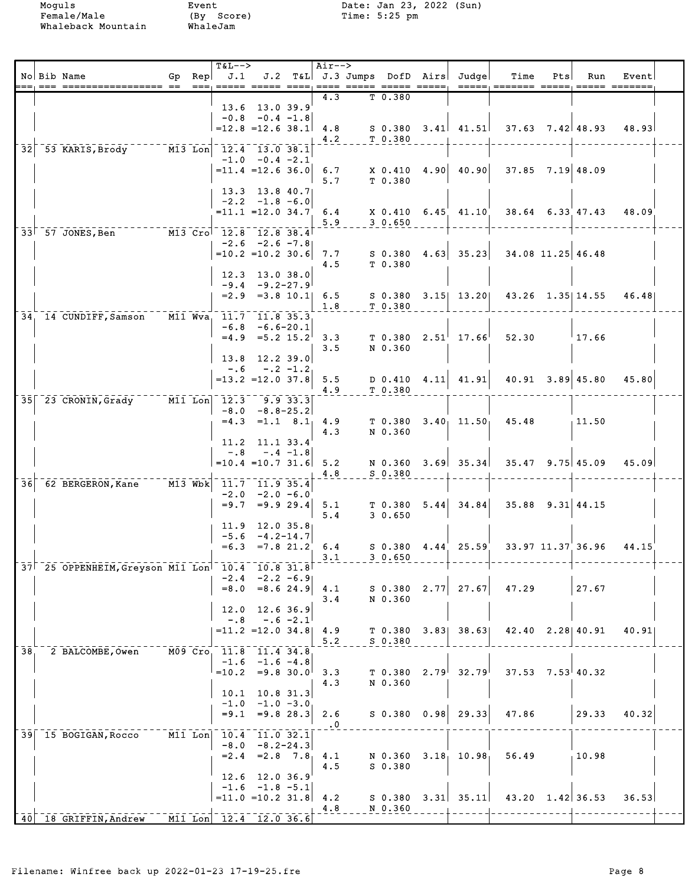Moguls
Female/Male
Whaleback Mountain

Event
(By Score)
WhaleJam

Date: Jan 23, 2022 (Sun)
Time: 5:25 pm

| No | Bib Name | Gp | Rep | J.1 | J.2 | T&L | J.3 | Jumps | DofD | Airs | Judge | Time | Pts | Run | Event |
|---|---|---|---|---|---|---|---|---|---|---|---|---|---|---|---|
| | | | | | | | 4.3 | T | 0.380 | | | | | | |
| | | | | 13.6 | 13.0 | 39.9 | | | | | | | | | |
| | | | | -0.8 | -0.4 | -1.8 | | | | | | | | | |
| | | | | =12.8 | =12.6 | 38.1 | 4.8 | S | 0.380 | 3.41 | 41.51 | 37.63 | 7.42 | 48.93 | 48.93 |
| | | | | | | | 4.2 | T | 0.380 | | | | | | |
| 32 | 53 KARIS,Brody | M13 | Lon | 12.4 | 13.0 | 38.1 | | | | | | | | | |
| | | | | -1.0 | -0.4 | -2.1 | | | | | | | | | |
| | | | | =11.4 | =12.6 | 36.0 | 6.7 | X | 0.410 | 4.90 | 40.90 | 37.85 | 7.19 | 48.09 | |
| | | | | | | | 5.7 | T | 0.380 | | | | | | |
| | | | | 13.3 | 13.8 | 40.7 | | | | | | | | | |
| | | | | -2.2 | -1.8 | -6.0 | | | | | | | | | |
| | | | | =11.1 | =12.0 | 34.7 | 6.4 | X | 0.410 | 6.45 | 41.10 | 38.64 | 6.33 | 47.43 | 48.09 |
| | | | | | | | 5.9 | 3 | 0.650 | | | | | | |
| 33 | 57 JONES,Ben | M13 | Cro | 12.8 | 12.8 | 38.4 | | | | | | | | | |
| | | | | -2.6 | -2.6 | -7.8 | | | | | | | | | |
| | | | | =10.2 | =10.2 | 30.6 | 7.7 | S | 0.380 | 4.63 | 35.23 | 34.08 | 11.25 | 46.48 | |
| | | | | | | | 4.5 | T | 0.380 | | | | | | |
| | | | | 12.3 | 13.0 | 38.0 | | | | | | | | | |
| | | | | -9.4 | -9.2 | -27.9 | | | | | | | | | |
| | | | | =2.9 | =3.8 | 10.1 | 6.5 | S | 0.380 | 3.15 | 13.20 | 43.26 | 1.35 | 14.55 | 46.48 |
| | | | | | | | 1.8 | T | 0.380 | | | | | | |
| 34 | 14 CUNDIFF,Samson | M11 | Wva | 11.7 | 11.8 | 35.3 | | | | | | | | | |
| | | | | -6.8 | -6.6 | -20.1 | | | | | | | | | |
| | | | | =4.9 | =5.2 | 15.2 | 3.3 | T | 0.380 | 2.51 | 17.66 | 52.30 | | 17.66 | |
| | | | | | | | 3.5 | N | 0.360 | | | | | | |
| | | | | 13.8 | 12.2 | 39.0 | | | | | | | | | |
| | | | | -.6 | -.2 | -1.2 | | | | | | | | | |
| | | | | =13.2 | =12.0 | 37.8 | 5.5 | D | 0.410 | 4.11 | 41.91 | 40.91 | 3.89 | 45.80 | 45.80 |
| | | | | | | | 4.9 | T | 0.380 | | | | | | |
| 35 | 23 CRONIN,Grady | M11 | Lon | 12.3 | 9.9 | 33.3 | | | | | | | | | |
| | | | | -8.0 | -8.8 | -25.2 | | | | | | | | | |
| | | | | =4.3 | =1.1 | 8.1 | 4.9 | T | 0.380 | 3.40 | 11.50 | 45.48 | | 11.50 | |
| | | | | | | | 4.3 | N | 0.360 | | | | | | |
| | | | | 11.2 | 11.1 | 33.4 | | | | | | | | | |
| | | | | -.8 | -.4 | -1.8 | | | | | | | | | |
| | | | | =10.4 | =10.7 | 31.6 | 5.2 | N | 0.360 | 3.69 | 35.34 | 35.47 | 9.75 | 45.09 | 45.09 |
| | | | | | | | 4.8 | S | 0.380 | | | | | | |
| 36 | 62 BERGERON,Kane | M13 | Wbk | 11.7 | 11.9 | 35.4 | | | | | | | | | |
| | | | | -2.0 | -2.0 | -6.0 | | | | | | | | | |
| | | | | =9.7 | =9.9 | 29.4 | 5.1 | T | 0.380 | 5.44 | 34.84 | 35.88 | 9.31 | 44.15 | |
| | | | | | | | 5.4 | 3 | 0.650 | | | | | | |
| | | | | 11.9 | 12.0 | 35.8 | | | | | | | | | |
| | | | | -5.6 | -4.2 | -14.7 | | | | | | | | | |
| | | | | =6.3 | =7.8 | 21.2 | 6.4 | S | 0.380 | 4.44 | 25.59 | 33.97 | 11.37 | 36.96 | 44.15 |
| | | | | | | | 3.1 | 3 | 0.650 | | | | | | |
| 37 | 25 OPPENHEIM,Greyson | M11 | Lon | 10.4 | 10.8 | 31.8 | | | | | | | | | |
| | | | | -2.4 | -2.2 | -6.9 | | | | | | | | | |
| | | | | =8.0 | =8.6 | 24.9 | 4.1 | S | 0.380 | 2.77 | 27.67 | 47.29 | | 27.67 | |
| | | | | | | | 3.4 | N | 0.360 | | | | | | |
| | | | | 12.0 | 12.6 | 36.9 | | | | | | | | | |
| | | | | -.8 | -.6 | -2.1 | | | | | | | | | |
| | | | | =11.2 | =12.0 | 34.8 | 4.9 | T | 0.380 | 3.83 | 38.63 | 42.40 | 2.28 | 40.91 | 40.91 |
| | | | | | | | 5.2 | S | 0.380 | | | | | | |
| 38 | 2 BALCOMBE,Owen | M09 | Cro | 11.8 | 11.4 | 34.8 | | | | | | | | | |
| | | | | -1.6 | -1.6 | -4.8 | | | | | | | | | |
| | | | | =10.2 | =9.8 | 30.0 | 3.3 | T | 0.380 | 2.79 | 32.79 | 37.53 | 7.53 | 40.32 | |
| | | | | | | | 4.3 | N | 0.360 | | | | | | |
| | | | | 10.1 | 10.8 | 31.3 | | | | | | | | | |
| | | | | -1.0 | -1.0 | -3.0 | | | | | | | | | |
| | | | | =9.1 | =9.8 | 28.3 | 2.6 | S | 0.380 | 0.98 | 29.33 | 47.86 | | 29.33 | 40.32 |
| | | | | | | | .0 | | | | | | | | |
| 39 | 15 BOGIGAN,Rocco | M11 | Lon | 10.4 | 11.0 | 32.1 | | | | | | | | | |
| | | | | -8.0 | -8.2 | -24.3 | | | | | | | | | |
| | | | | =2.4 | =2.8 | 7.8 | 4.1 | N | 0.360 | 3.18 | 10.98 | 56.49 | | 10.98 | |
| | | | | | | | 4.5 | S | 0.380 | | | | | | |
| | | | | 12.6 | 12.0 | 36.9 | | | | | | | | | |
| | | | | -1.6 | -1.8 | -5.1 | | | | | | | | | |
| | | | | =11.0 | =10.2 | 31.8 | 4.2 | S | 0.380 | 3.31 | 35.11 | 43.20 | 1.42 | 36.53 | 36.53 |
| | | | | | | | 4.8 | N | 0.360 | | | | | | |
| 40 | 18 GRIFFIN,Andrew | M11 | Lon | 12.4 | 12.0 | 36.6 | | | | | | | | | |

Filename: Winfree back up 2022-01-23 17-19-25.fre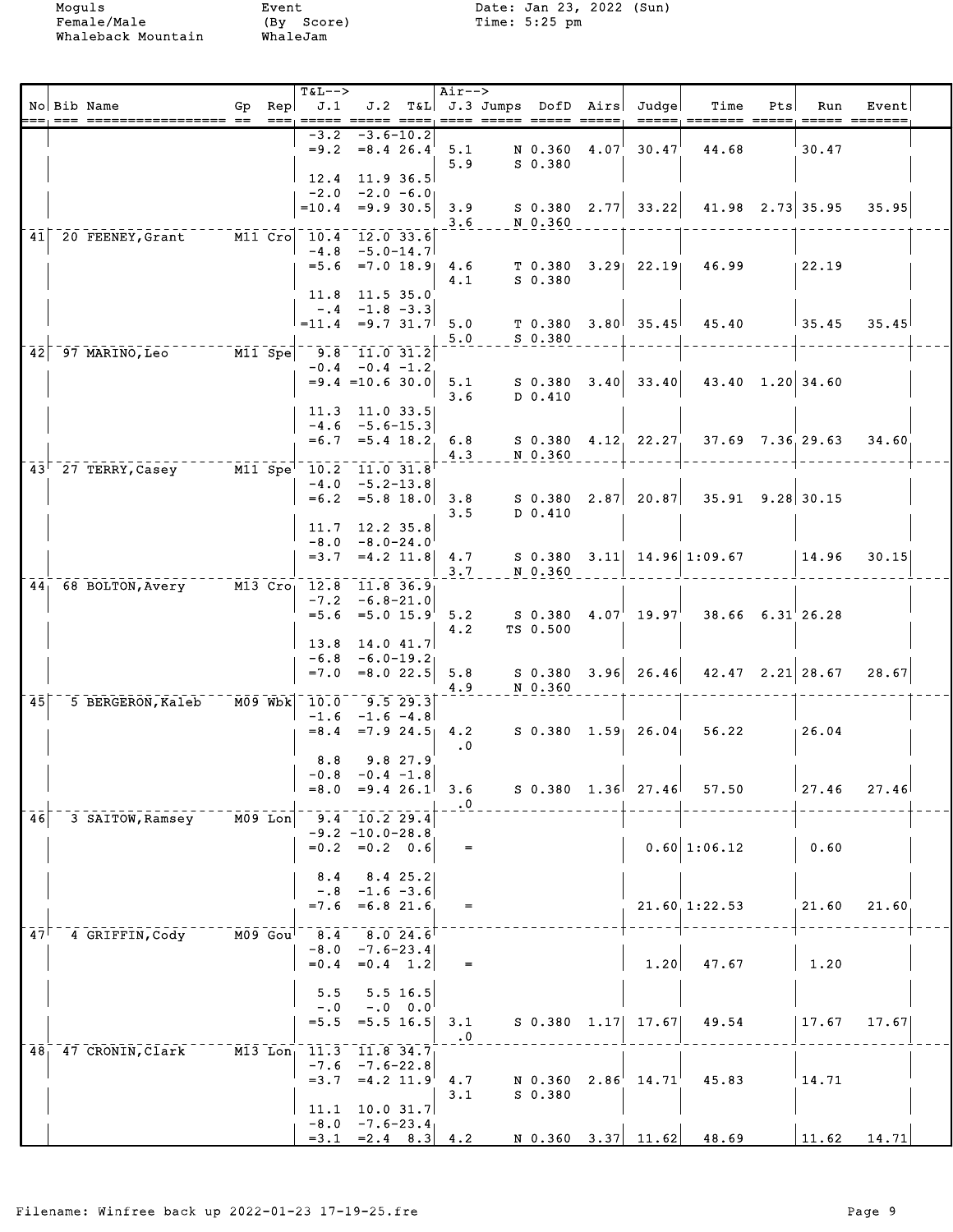Moguls
Female/Male
Whaleback Mountain

Event
(By Score)
WhaleJam

Date: Jan 23, 2022 (Sun)
Time: 5:25 pm

| No | Bib | Name | Gp | Rep | T&L--> J.1 | J.2 | T&L | Air--> J.3 | Jumps | DofD | Airs | Judge | Time | Pts | Run | Event |
|---|---|---|---|---|---|---|---|---|---|---|---|---|---|---|---|---|
| | | | | | -3.2 | -3.6 | -10.2 | | | | | | | | | |
| | | | | | =9.2 | =8.4 | 26.4 | 5.1 | N | 0.360 | 4.07 | 30.47 | 44.68 | | 30.47 | |
| | | | | | | | | 5.9 | S | 0.380 | | | | | | |
| | | | | | 12.4 | 11.9 | 36.5 | | | | | | | | | |
| | | | | | -2.0 | -2.0 | -6.0 | | | | | | | | | |
| | | | | | =10.4 | =9.9 | 30.5 | 3.9 | S | 0.380 | 2.77 | 33.22 | 41.98 | 2.73 | 35.95 | 35.95 |
| | | | | | | | | 3.6 | N | 0.360 | | | | | | |
| 41 | 20 | FEENEY, Grant | M11 | Cro | 10.4 | 12.0 | 33.6 | | | | | | | | | |
| | | | | | -4.8 | -5.0 | -14.7 | | | | | | | | | |
| | | | | | =5.6 | =7.0 | 18.9 | 4.6 | T | 0.380 | 3.29 | 22.19 | 46.99 | | 22.19 | |
| | | | | | | | | 4.1 | S | 0.380 | | | | | | |
| | | | | | 11.8 | 11.5 | 35.0 | | | | | | | | | |
| | | | | | -.4 | -1.8 | -3.3 | | | | | | | | | |
| | | | | | =11.4 | =9.7 | 31.7 | 5.0 | T | 0.380 | 3.80 | 35.45 | 45.40 | | 35.45 | 35.45 |
| | | | | | | | | 5.0 | S | 0.380 | | | | | | |
| 42 | 97 | MARINO, Leo | M11 | Spe | 9.8 | 11.0 | 31.2 | | | | | | | | | |
| | | | | | -0.4 | -0.4 | -1.2 | | | | | | | | | |
| | | | | | =9.4 | =10.6 | 30.0 | 5.1 | S | 0.380 | 3.40 | 33.40 | 43.40 | 1.20 | 34.60 | |
| | | | | | | | | 3.6 | D | 0.410 | | | | | | |
| | | | | | 11.3 | 11.0 | 33.5 | | | | | | | | | |
| | | | | | -4.6 | -5.6 | -15.3 | | | | | | | | | |
| | | | | | =6.7 | =5.4 | 18.2 | 6.8 | S | 0.380 | 4.12 | 22.27 | 37.69 | 7.36 | 29.63 | 34.60 |
| | | | | | | | | 4.3 | N | 0.360 | | | | | | |
| 43 | 27 | TERRY, Casey | M11 | Spe | 10.2 | 11.0 | 31.8 | | | | | | | | | |
| | | | | | -4.0 | -5.2 | -13.8 | | | | | | | | | |
| | | | | | =6.2 | =5.8 | 18.0 | 3.8 | S | 0.380 | 2.87 | 20.87 | 35.91 | 9.28 | 30.15 | |
| | | | | | | | | 3.5 | D | 0.410 | | | | | | |
| | | | | | 11.7 | 12.2 | 35.8 | | | | | | | | | |
| | | | | | -8.0 | -8.0 | -24.0 | | | | | | | | | |
| | | | | | =3.7 | =4.2 | 11.8 | 4.7 | S | 0.380 | 3.11 | 14.96 | 1:09.67 | | 14.96 | 30.15 |
| | | | | | | | | 3.7 | N | 0.360 | | | | | | |
| 44 | 68 | BOLTON, Avery | M13 | Cro | 12.8 | 11.8 | 36.9 | | | | | | | | | |
| | | | | | -7.2 | -6.8 | -21.0 | | | | | | | | | |
| | | | | | =5.6 | =5.0 | 15.9 | 5.2 | S | 0.380 | 4.07 | 19.97 | 38.66 | 6.31 | 26.28 | |
| | | | | | | | | 4.2 | TS | 0.500 | | | | | | |
| | | | | | 13.8 | 14.0 | 41.7 | | | | | | | | | |
| | | | | | -6.8 | -6.0 | -19.2 | | | | | | | | | |
| | | | | | =7.0 | =8.0 | 22.5 | 5.8 | S | 0.380 | 3.96 | 26.46 | 42.47 | 2.21 | 28.67 | 28.67 |
| | | | | | | | | 4.9 | N | 0.360 | | | | | | |
| 45 | 5 | BERGERON, Kaleb | M09 | Wbk | 10.0 | 9.5 | 29.3 | | | | | | | | | |
| | | | | | -1.6 | -1.6 | -4.8 | | | | | | | | | |
| | | | | | =8.4 | =7.9 | 24.5 | 4.2 | S | 0.380 | 1.59 | 26.04 | 56.22 | | 26.04 | |
| | | | | | | | | .0 | | | | | | | | |
| | | | | | 8.8 | 9.8 | 27.9 | | | | | | | | | |
| | | | | | -0.8 | -0.4 | -1.8 | | | | | | | | | |
| | | | | | =8.0 | =9.4 | 26.1 | 3.6 | S | 0.380 | 1.36 | 27.46 | 57.50 | | 27.46 | 27.46 |
| | | | | | | | | .0 | | | | | | | | |
| 46 | 3 | SAITOW, Ramsey | M09 | Lon | 9.4 | 10.2 | 29.4 | | | | | | | | | |
| | | | | | -9.2 | -10.0 | -28.8 | | | | | | | | | |
| | | | | | =0.2 | =0.2 | 0.6 | = | | | | 0.60 | 1:06.12 | | 0.60 | |
| | | | | | 8.4 | 8.4 | 25.2 | | | | | | | | | |
| | | | | | -.8 | -1.6 | -3.6 | | | | | | | | | |
| | | | | | =7.6 | =6.8 | 21.6 | = | | | | 21.60 | 1:22.53 | | 21.60 | 21.60 |
| 47 | 4 | GRIFFIN, Cody | M09 | Gou | 8.4 | 8.0 | 24.6 | | | | | | | | | |
| | | | | | -8.0 | -7.6 | -23.4 | | | | | | | | | |
| | | | | | =0.4 | =0.4 | 1.2 | = | | | | 1.20 | 47.67 | | 1.20 | |
| | | | | | 5.5 | 5.5 | 16.5 | | | | | | | | | |
| | | | | | -.0 | -.0 | 0.0 | | | | | | | | | |
| | | | | | =5.5 | =5.5 | 16.5 | 3.1 | S | 0.380 | 1.17 | 17.67 | 49.54 | | 17.67 | 17.67 |
| | | | | | | | | .0 | | | | | | | | |
| 48 | 47 | CRONIN, Clark | M13 | Lon | 11.3 | 11.8 | 34.7 | | | | | | | | | |
| | | | | | -7.6 | -7.6 | -22.8 | | | | | | | | | |
| | | | | | =3.7 | =4.2 | 11.9 | 4.7 | N | 0.360 | 2.86 | 14.71 | 45.83 | | 14.71 | |
| | | | | | | | | 3.1 | S | 0.380 | | | | | | |
| | | | | | 11.1 | 10.0 | 31.7 | | | | | | | | | |
| | | | | | -8.0 | -7.6 | -23.4 | | | | | | | | | |
| | | | | | =3.1 | =2.4 | 8.3 | 4.2 | N | 0.360 | 3.37 | 11.62 | 48.69 | | 11.62 | 14.71 |

Filename: Winfree back up 2022-01-23 17-19-25.fre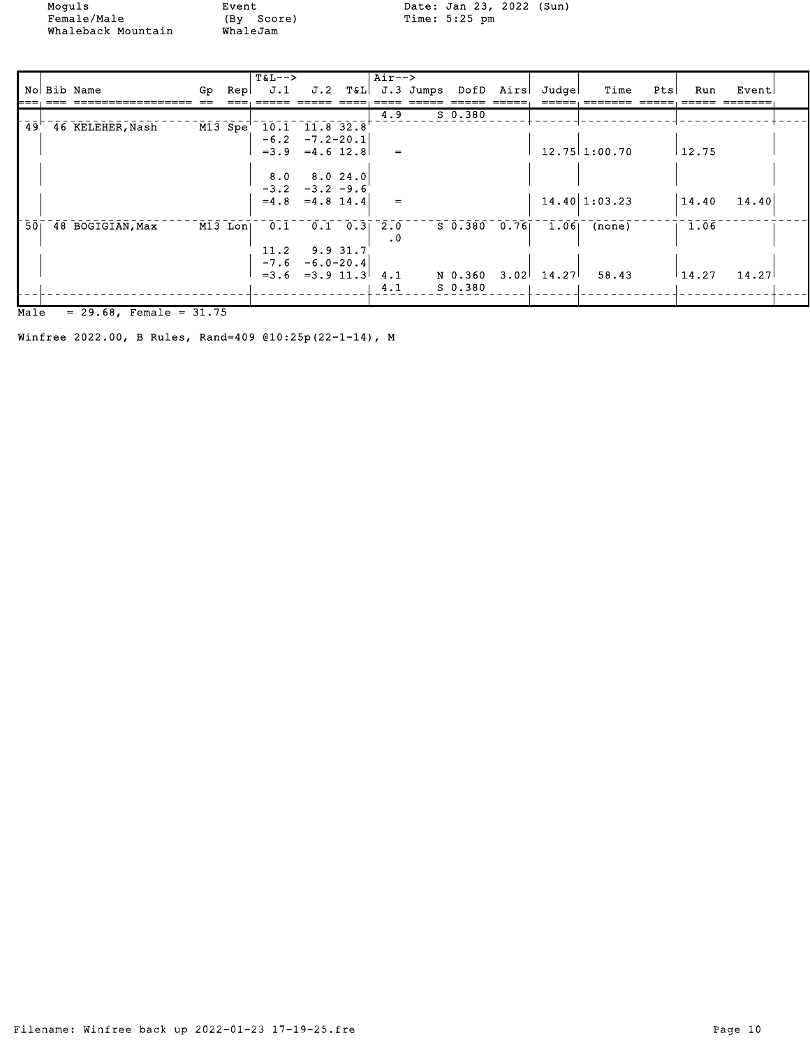Moguls Female/Male Whaleback Mountain

Event (By Score) WhaleJam

Date: Jan 23, 2022 (Sun) Time: 5:25 pm

| No | Bib | Name | Gp | Rep | T&L--> J.1 | J.2 | T&L | Air--> J.3 | Jumps | DofD | Airs | Judge | Time | Pts | Run | Event |
|---|---|---|---|---|---|---|---|---|---|---|---|---|---|---|---|---|
| | | | | | | | | 4.9 | | S 0.380 | | | | | | |
| 49 | 46 | KELEHER,Nash | M13 | Spe | 10.1 | 11.8 | 32.8 | | | | | | | | | |
| | | | | | -6.2 | -7.2 | -20.1 | | | | | | | | | |
| | | | | | =3.9 | =4.6 | 12.8 | = | | | | 12.75 | 1:00.70 | | 12.75 | |
| | | | | | 8.0 | 8.0 | 24.0 | | | | | | | | | |
| | | | | | -3.2 | -3.2 | -9.6 | | | | | | | | | |
| | | | | | =4.8 | =4.8 | 14.4 | = | | | | 14.40 | 1:03.23 | | 14.40 | 14.40 |
| 50 | 48 | BOGIGIAN,Max | M13 | Lon | 0.1 | 0.1 | 0.3 | 2.0 | | S 0.380 | 0.76 | 1.06 | (none) | | 1.06 | |
| | | | | | | | | .0 | | | | | | | | |
| | | | | | 11.2 | 9.9 | 31.7 | | | | | | | | | |
| | | | | | -7.6 | -6.0 | -20.4 | | | | | | | | | |
| | | | | | =3.6 | =3.9 | 11.3 | 4.1 | | N 0.360 | 3.02 | 14.27 | 58.43 | | 14.27 | 14.27 |
| | | | | | | | | 4.1 | | S 0.380 | | | | | | |

Male = 29.68, Female = 31.75

Winfree 2022.00, B Rules, Rand=409 @10:25p(22-1-14), M

Filename: Winfree back up 2022-01-23 17-19-25.fre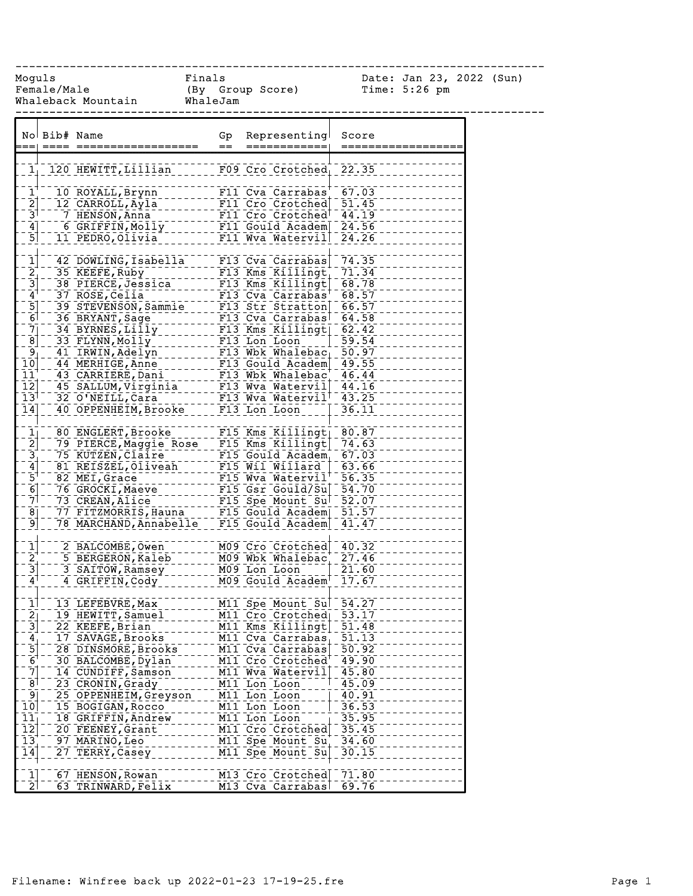| Moguls | Finals | Date: Jan 23, 2022 (Sun) |
|---|---|---|
| Female/Male | (By Group Score) | Time: 5:26 pm |
| Whaleback Mountain | WhaleJam | |

| No | Bib# | Name | Gp | Representing | Score |
|---|---|---|---|---|---|
| 1 | 120 | HEWITT,Lillian | F09 | Cro Crotched | 22.35 |
| | | | | | |
| 1 | 10 | ROYALL,Brynn | F11 | Cva Carrabas | 67.03 |
| 2 | 12 | CARROLL,Ayla | F11 | Cro Crotched | 51.45 |
| 3 | 7 | HENSON,Anna | F11 | Cro Crotched | 44.19 |
| 4 | 6 | GRIFFIN,Molly | F11 | Gould Academ | 24.56 |
| 5 | 11 | PEDRO,Olivia | F11 | Wva Watervil | 24.26 |
| | | | | | |
| 1 | 42 | DOWLING,Isabella | F13 | Cva Carrabas | 74.35 |
| 2 | 35 | KEEFE,Ruby | F13 | Kms Killingt | 71.34 |
| 3 | 38 | PIERCE,Jessica | F13 | Kms Killingt | 68.78 |
| 4 | 37 | ROSE,Celia | F13 | Cva Carrabas | 68.57 |
| 5 | 39 | STEVENSON,Sammie | F13 | Str Stratton | 66.57 |
| 6 | 36 | BRYANT,Sage | F13 | Cva Carrabas | 64.58 |
| 7 | 34 | BYRNES,Lilly | F13 | Kms Killingt | 62.42 |
| 8 | 33 | FLYNN,Molly | F13 | Lon Loon | 59.54 |
| 9 | 41 | IRWIN,Adelyn | F13 | Wbk Whalebac | 50.97 |
| 10 | 44 | MERHIGE,Anne | F13 | Gould Academ | 49.55 |
| 11 | 43 | CARRIERE,Dani | F13 | Wbk Whalebac | 46.44 |
| 12 | 45 | SALLUM,Virginia | F13 | Wva Watervil | 44.16 |
| 13 | 32 | O'NEILL,Cara | F13 | Wva Watervil | 43.25 |
| 14 | 40 | OPPENHEIM,Brooke | F13 | Lon Loon | 36.11 |
| | | | | | |
| 1 | 80 | ENGLERT,Brooke | F15 | Kms Killingt | 80.87 |
| 2 | 79 | PIERCE,Maggie Rose | F15 | Kms Killingt | 74.63 |
| 3 | 75 | KUTZEN,Claire | F15 | Gould Academ | 67.03 |
| 4 | 81 | REISZEL,Oliveah | F15 | Wil Willard | 63.66 |
| 5 | 82 | MEI,Grace | F15 | Wva Watervil | 56.35 |
| 6 | 76 | GROCKI,Maeve | F15 | Gsr Gould/Su | 54.70 |
| 7 | 73 | CREAN,Alice | F15 | Spe Mount Su | 52.07 |
| 8 | 77 | FITZMORRIS,Hauna | F15 | Gould Academ | 51.57 |
| 9 | 78 | MARCHAND,Annabelle | F15 | Gould Academ | 41.47 |
| | | | | | |
| 1 | 2 | BALCOMBE,Owen | M09 | Cro Crotched | 40.32 |
| 2 | 5 | BERGERON,Kaleb | M09 | Wbk Whalebac | 27.46 |
| 3 | 3 | SAITOW,Ramsey | M09 | Lon Loon | 21.60 |
| 4 | 4 | GRIFFIN,Cody | M09 | Gould Academ | 17.67 |
| | | | | | |
| 1 | 13 | LEFEBVRE,Max | M11 | Spe Mount Su | 54.27 |
| 2 | 19 | HEWITT,Samuel | M11 | Cro Crotched | 53.17 |
| 3 | 22 | KEEFE,Brian | M11 | Kms Killingt | 51.48 |
| 4 | 17 | SAVAGE,Brooks | M11 | Cva Carrabas | 51.13 |
| 5 | 28 | DINSMORE,Brooks | M11 | Cva Carrabas | 50.92 |
| 6 | 30 | BALCOMBE,Dylan | M11 | Cro Crotched | 49.90 |
| 7 | 14 | CUNDIFF,Samson | M11 | Wva Watervil | 45.80 |
| 8 | 23 | CRONIN,Grady | M11 | Lon Loon | 45.09 |
| 9 | 25 | OPPENHEIM,Greyson | M11 | Lon Loon | 40.91 |
| 10 | 15 | BOGIGAN,Rocco | M11 | Lon Loon | 36.53 |
| 11 | 18 | GRIFFIN,Andrew | M11 | Lon Loon | 35.95 |
| 12 | 20 | FEENEY,Grant | M11 | Cro Crotched | 35.45 |
| 13 | 97 | MARINO,Leo | M11 | Spe Mount Su | 34.60 |
| 14 | 27 | TERRY,Casey | M11 | Spe Mount Su | 30.15 |
| | | | | | |
| 1 | 67 | HENSON,Rowan | M13 | Cro Crotched | 71.80 |
| 2 | 63 | TRINWARD,Felix | M13 | Cva Carrabas | 69.76 |

Filename: Winfree back up 2022-01-23 17-19-25.fre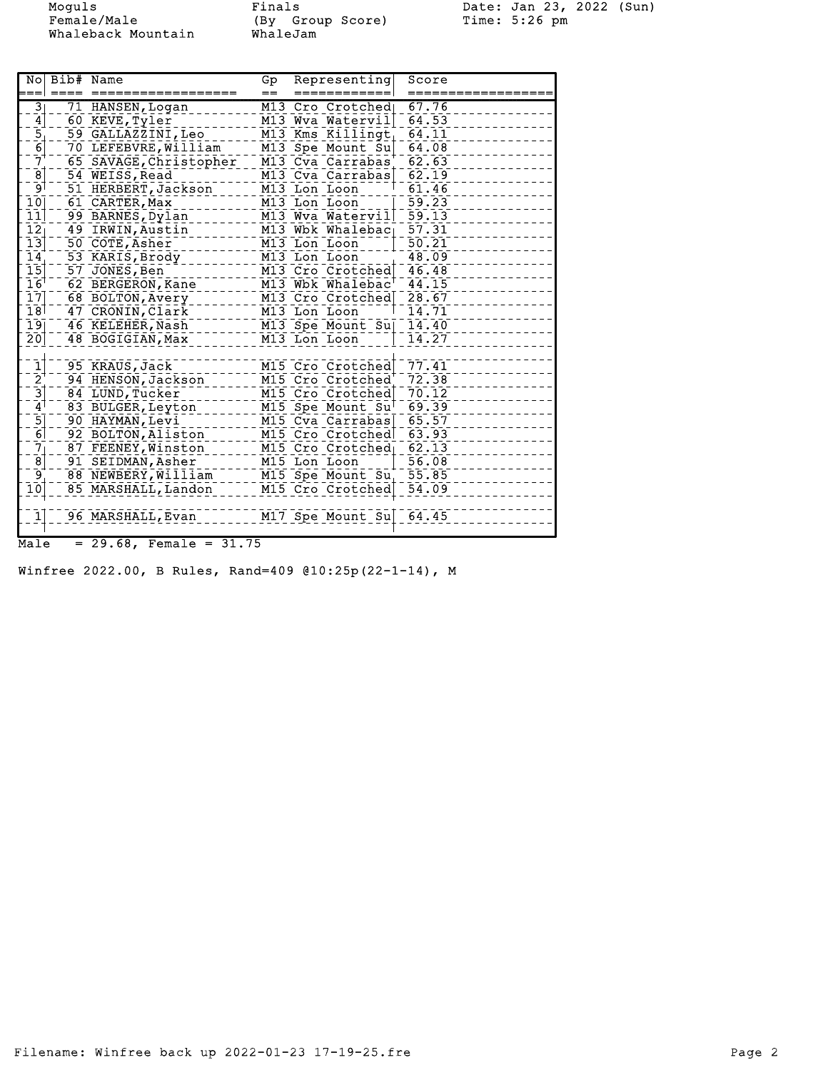Moguls Finals Date: Jan 23, 2022 (Sun)
Female/Male (By Group Score) Time: 5:26 pm
Whaleback Mountain WhaleJam

| No | Bib# | Name | Gp | Representing | Score |
|---|---|---|---|---|---|
| 3 | 71 | HANSEN, Logan | M13 | Cro Crotched | 67.76 |
| 4 | 60 | KEVE, Tyler | M13 | Wva Watervil | 64.53 |
| 5 | 59 | GALLAZZINI, Leo | M13 | Kms Killingt | 64.11 |
| 6 | 70 | LEFEBVRE, William | M13 | Spe Mount Su | 64.08 |
| 7 | 65 | SAVAGE, Christopher | M13 | Cva Carrabas | 62.63 |
| 8 | 54 | WEISS, Read | M13 | Cva Carrabas | 62.19 |
| 9 | 51 | HERBERT, Jackson | M13 | Lon Loon | 61.46 |
| 10 | 61 | CARTER, Max | M13 | Lon Loon | 59.23 |
| 11 | 99 | BARNES, Dylan | M13 | Wva Watervil | 59.13 |
| 12 | 49 | IRWIN, Austin | M13 | Wbk Whalebac | 57.31 |
| 13 | 50 | COTE, Asher | M13 | Lon Loon | 50.21 |
| 14 | 53 | KARIS, Brody | M13 | Lon Loon | 48.09 |
| 15 | 57 | JONES, Ben | M13 | Cro Crotched | 46.48 |
| 16 | 62 | BERGERON, Kane | M13 | Wbk Whalebac | 44.15 |
| 17 | 68 | BOLTON, Avery | M13 | Cro Crotched | 28.67 |
| 18 | 47 | CRONIN, Clark | M13 | Lon Loon | 14.71 |
| 19 | 46 | KELEHER, Nash | M13 | Spe Mount Su | 14.40 |
| 20 | 48 | BOGIGIAN, Max | M13 | Lon Loon | 14.27 |
| | | | | | |
| 1 | 95 | KRAUS, Jack | M15 | Cro Crotched | 77.41 |
| 2 | 94 | HENSON, Jackson | M15 | Cro Crotched | 72.38 |
| 3 | 84 | LUND, Tucker | M15 | Cro Crotched | 70.12 |
| 4 | 83 | BULGER, Leyton | M15 | Spe Mount Su | 69.39 |
| 5 | 90 | HAYMAN, Levi | M15 | Cva Carrabas | 65.57 |
| 6 | 92 | BOLTON, Aliston | M15 | Cro Crotched | 63.93 |
| 7 | 87 | FEENEY, Winston | M15 | Cro Crotched | 62.13 |
| 8 | 91 | SEIDMAN, Asher | M15 | Lon Loon | 56.08 |
| 9 | 88 | NEWBERY, William | M15 | Spe Mount Su | 55.85 |
| 10 | 85 | MARSHALL, Landon | M15 | Cro Crotched | 54.09 |
| | | | | | |
| 1 | 96 | MARSHALL, Evan | M17 | Spe Mount Su | 64.45 |

Male = 29.68, Female = 31.75

Winfree 2022.00, B Rules, Rand=409 @10:25p(22-1-14), M

Filename: Winfree back up 2022-01-23 17-19-25.fre